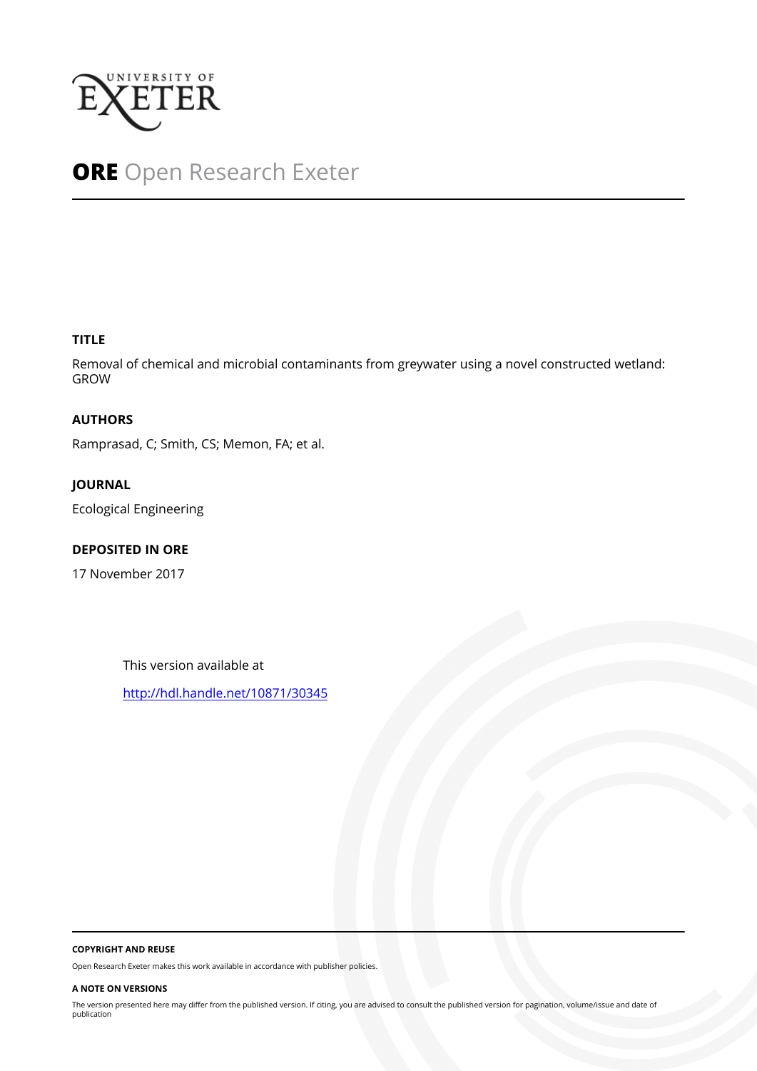UNIVERSITY OF EXETER

**ORE** Open Research Exeter

## TITLE

Removal of chemical and microbial contaminants from greywater using a novel constructed wetland: GROW

## AUTHORS

Ramprasad, C; Smith, CS; Memon, FA; et al.

## JOURNAL

Ecological Engineering

## DEPOSITED IN ORE

17 November 2017

This version available at

http://hdl.handle.net/10871/30345

#### COPYRIGHT AND REUSE

Open Research Exeter makes this work available in accordance with publisher policies.

#### A NOTE ON VERSIONS

The version presented here may differ from the published version. If citing, you are advised to consult the published version for pagination, volume/issue and date of publication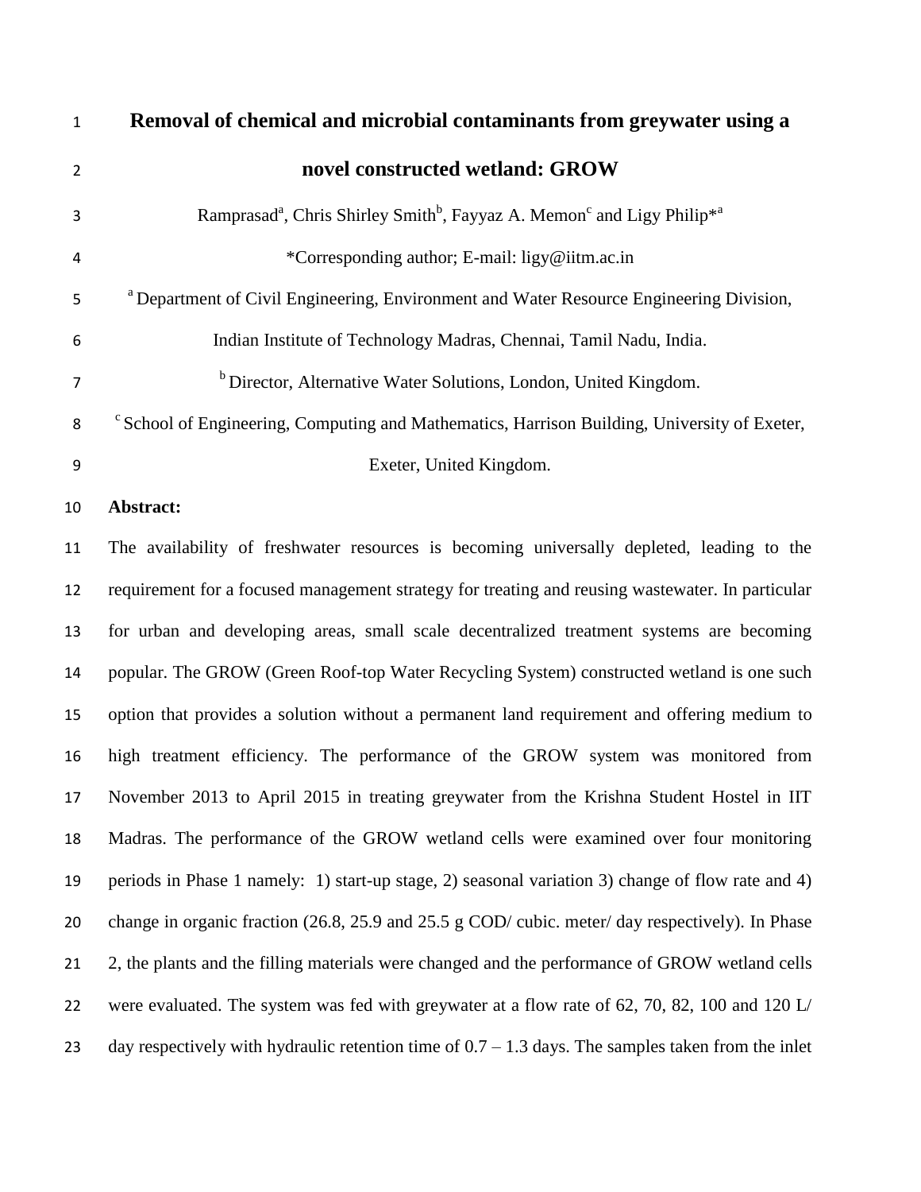# Removal of chemical and microbial contaminants from greywater using a novel constructed wetland: GROW

Ramprasad[a], Chris Shirley Smith[b], Fayyaz A. Memon[c] and Ligy Philip*[a]

*Corresponding author; E-mail: ligy@iitm.ac.in

[a] Department of Civil Engineering, Environment and Water Resource Engineering Division, Indian Institute of Technology Madras, Chennai, Tamil Nadu, India.

[b] Director, Alternative Water Solutions, London, United Kingdom.

[c] School of Engineering, Computing and Mathematics, Harrison Building, University of Exeter, Exeter, United Kingdom.

**Abstract:**

The availability of freshwater resources is becoming universally depleted, leading to the requirement for a focused management strategy for treating and reusing wastewater. In particular for urban and developing areas, small scale decentralized treatment systems are becoming popular. The GROW (Green Roof-top Water Recycling System) constructed wetland is one such option that provides a solution without a permanent land requirement and offering medium to high treatment efficiency. The performance of the GROW system was monitored from November 2013 to April 2015 in treating greywater from the Krishna Student Hostel in IIT Madras. The performance of the GROW wetland cells were examined over four monitoring periods in Phase 1 namely: 1) start-up stage, 2) seasonal variation 3) change of flow rate and 4) change in organic fraction (26.8, 25.9 and 25.5 g COD/ cubic. meter/ day respectively). In Phase 2, the plants and the filling materials were changed and the performance of GROW wetland cells were evaluated. The system was fed with greywater at a flow rate of 62, 70, 82, 100 and 120 L/ day respectively with hydraulic retention time of 0.7 – 1.3 days. The samples taken from the inlet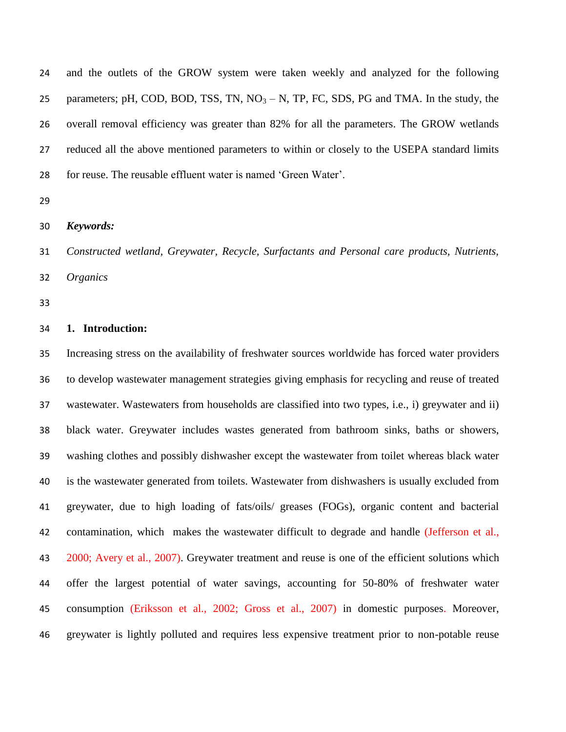and the outlets of the GROW system were taken weekly and analyzed for the following parameters; pH, COD, BOD, TSS, TN, $NO_3 - N$, TP, FC, SDS, PG and TMA. In the study, the overall removal efficiency was greater than 82% for all the parameters. The GROW wetlands reduced all the above mentioned parameters to within or closely to the USEPA standard limits for reuse. The reusable effluent water is named 'Green Water'.

***Keywords:***

*Constructed wetland, Greywater, Recycle, Surfactants and Personal care products, Nutrients, Organics*

## 1. Introduction:

Increasing stress on the availability of freshwater sources worldwide has forced water providers to develop wastewater management strategies giving emphasis for recycling and reuse of treated wastewater. Wastewaters from households are classified into two types, i.e., i) greywater and ii) black water. Greywater includes wastes generated from bathroom sinks, baths or showers, washing clothes and possibly dishwasher except the wastewater from toilet whereas black water is the wastewater generated from toilets. Wastewater from dishwashers is usually excluded from greywater, due to high loading of fats/oils/ greases (FOGs), organic content and bacterial contamination, which makes the wastewater difficult to degrade and handle (Jefferson et al., 2000; Avery et al., 2007). Greywater treatment and reuse is one of the efficient solutions which offer the largest potential of water savings, accounting for 50-80% of freshwater water consumption (Eriksson et al., 2002; Gross et al., 2007) in domestic purposes. Moreover, greywater is lightly polluted and requires less expensive treatment prior to non-potable reuse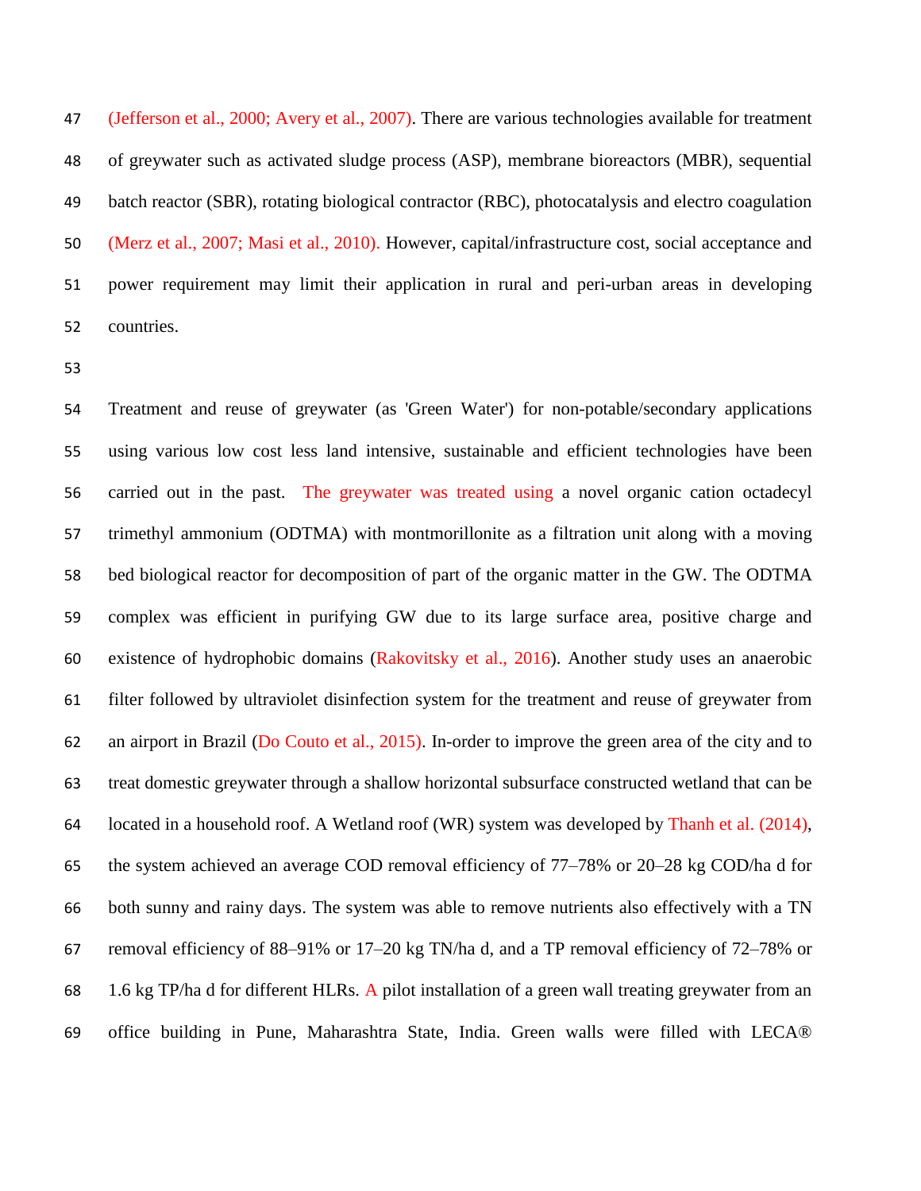(Jefferson et al., 2000; Avery et al., 2007). There are various technologies available for treatment of greywater such as activated sludge process (ASP), membrane bioreactors (MBR), sequential batch reactor (SBR), rotating biological contractor (RBC), photocatalysis and electro coagulation (Merz et al., 2007; Masi et al., 2010). However, capital/infrastructure cost, social acceptance and power requirement may limit their application in rural and peri-urban areas in developing countries.

Treatment and reuse of greywater (as 'Green Water') for non-potable/secondary applications using various low cost less land intensive, sustainable and efficient technologies have been carried out in the past. The greywater was treated using a novel organic cation octadecyl trimethyl ammonium (ODTMA) with montmorillonite as a filtration unit along with a moving bed biological reactor for decomposition of part of the organic matter in the GW. The ODTMA complex was efficient in purifying GW due to its large surface area, positive charge and existence of hydrophobic domains (Rakovitsky et al., 2016). Another study uses an anaerobic filter followed by ultraviolet disinfection system for the treatment and reuse of greywater from an airport in Brazil (Do Couto et al., 2015). In-order to improve the green area of the city and to treat domestic greywater through a shallow horizontal subsurface constructed wetland that can be located in a household roof. A Wetland roof (WR) system was developed by Thanh et al. (2014), the system achieved an average COD removal efficiency of 77–78% or 20–28 kg COD/ha d for both sunny and rainy days. The system was able to remove nutrients also effectively with a TN removal efficiency of 88–91% or 17–20 kg TN/ha d, and a TP removal efficiency of 72–78% or 1.6 kg TP/ha d for different HLRs. A pilot installation of a green wall treating greywater from an office building in Pune, Maharashtra State, India. Green walls were filled with LECA®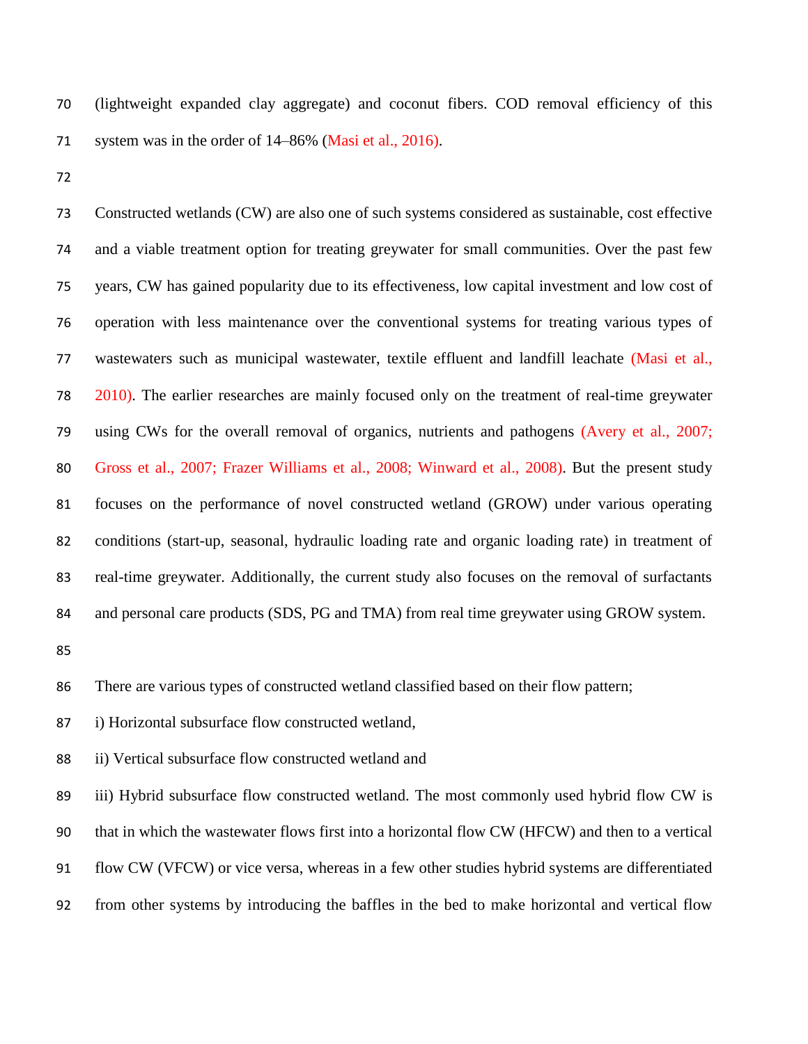(lightweight expanded clay aggregate) and coconut fibers. COD removal efficiency of this system was in the order of 14–86% (Masi et al., 2016).

Constructed wetlands (CW) are also one of such systems considered as sustainable, cost effective and a viable treatment option for treating greywater for small communities. Over the past few years, CW has gained popularity due to its effectiveness, low capital investment and low cost of operation with less maintenance over the conventional systems for treating various types of wastewaters such as municipal wastewater, textile effluent and landfill leachate (Masi et al., 2010). The earlier researches are mainly focused only on the treatment of real-time greywater using CWs for the overall removal of organics, nutrients and pathogens (Avery et al., 2007; Gross et al., 2007; Frazer Williams et al., 2008; Winward et al., 2008). But the present study focuses on the performance of novel constructed wetland (GROW) under various operating conditions (start-up, seasonal, hydraulic loading rate and organic loading rate) in treatment of real-time greywater. Additionally, the current study also focuses on the removal of surfactants and personal care products (SDS, PG and TMA) from real time greywater using GROW system.

There are various types of constructed wetland classified based on their flow pattern;

i) Horizontal subsurface flow constructed wetland,

ii) Vertical subsurface flow constructed wetland and

iii) Hybrid subsurface flow constructed wetland. The most commonly used hybrid flow CW is that in which the wastewater flows first into a horizontal flow CW (HFCW) and then to a vertical flow CW (VFCW) or vice versa, whereas in a few other studies hybrid systems are differentiated from other systems by introducing the baffles in the bed to make horizontal and vertical flow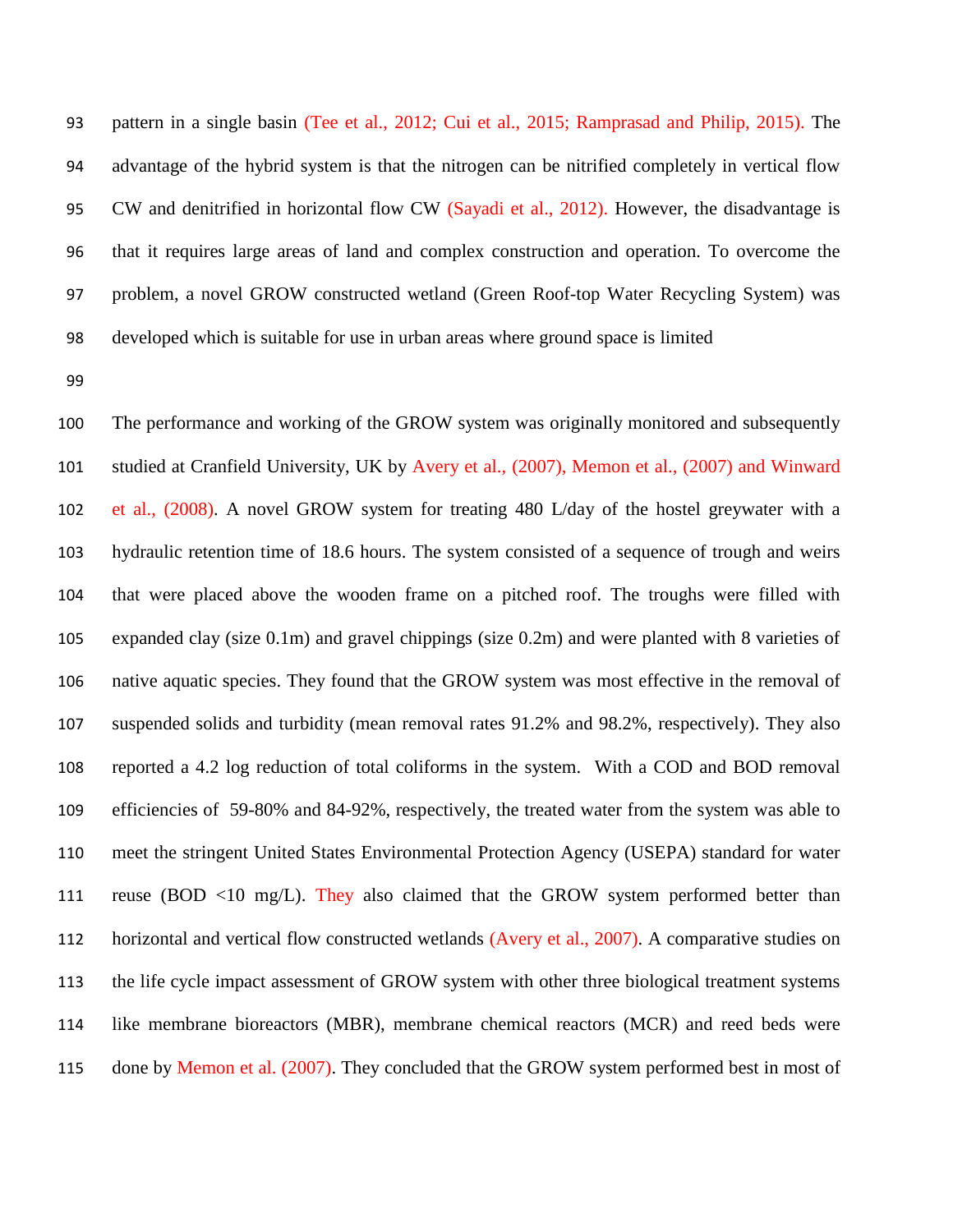pattern in a single basin (Tee et al., 2012; Cui et al., 2015; Ramprasad and Philip, 2015). The advantage of the hybrid system is that the nitrogen can be nitrified completely in vertical flow CW and denitrified in horizontal flow CW (Sayadi et al., 2012). However, the disadvantage is that it requires large areas of land and complex construction and operation. To overcome the problem, a novel GROW constructed wetland (Green Roof-top Water Recycling System) was developed which is suitable for use in urban areas where ground space is limited

The performance and working of the GROW system was originally monitored and subsequently studied at Cranfield University, UK by Avery et al., (2007), Memon et al., (2007) and Winward et al., (2008). A novel GROW system for treating 480 L/day of the hostel greywater with a hydraulic retention time of 18.6 hours. The system consisted of a sequence of trough and weirs that were placed above the wooden frame on a pitched roof. The troughs were filled with expanded clay (size 0.1m) and gravel chippings (size 0.2m) and were planted with 8 varieties of native aquatic species. They found that the GROW system was most effective in the removal of suspended solids and turbidity (mean removal rates 91.2% and 98.2%, respectively). They also reported a 4.2 log reduction of total coliforms in the system. With a COD and BOD removal efficiencies of 59-80% and 84-92%, respectively, the treated water from the system was able to meet the stringent United States Environmental Protection Agency (USEPA) standard for water reuse (BOD <10 mg/L). They also claimed that the GROW system performed better than horizontal and vertical flow constructed wetlands (Avery et al., 2007). A comparative studies on the life cycle impact assessment of GROW system with other three biological treatment systems like membrane bioreactors (MBR), membrane chemical reactors (MCR) and reed beds were done by Memon et al. (2007). They concluded that the GROW system performed best in most of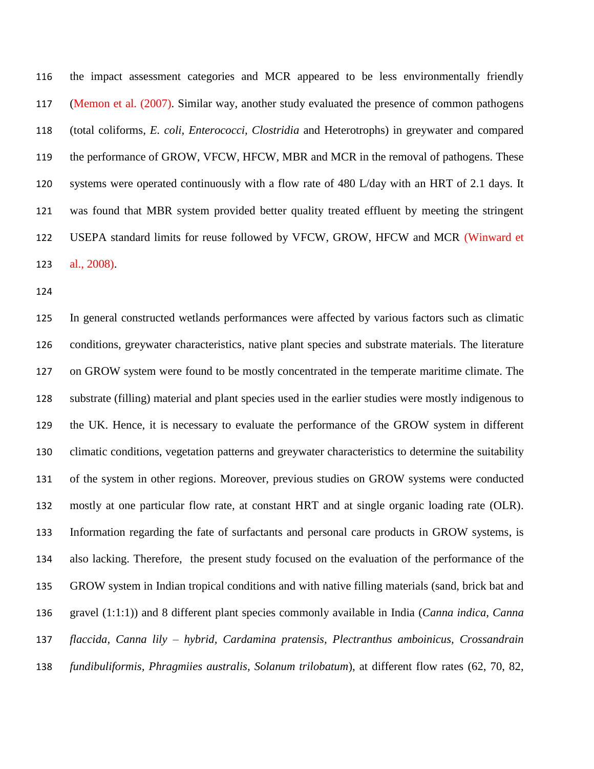the impact assessment categories and MCR appeared to be less environmentally friendly (Memon et al. (2007). Similar way, another study evaluated the presence of common pathogens (total coliforms, *E. coli*, *Enterococci, Clostridia* and Heterotrophs) in greywater and compared the performance of GROW, VFCW, HFCW, MBR and MCR in the removal of pathogens. These systems were operated continuously with a flow rate of 480 L/day with an HRT of 2.1 days. It was found that MBR system provided better quality treated effluent by meeting the stringent USEPA standard limits for reuse followed by VFCW, GROW, HFCW and MCR (Winward et al., 2008).

In general constructed wetlands performances were affected by various factors such as climatic conditions, greywater characteristics, native plant species and substrate materials. The literature on GROW system were found to be mostly concentrated in the temperate maritime climate. The substrate (filling) material and plant species used in the earlier studies were mostly indigenous to the UK. Hence, it is necessary to evaluate the performance of the GROW system in different climatic conditions, vegetation patterns and greywater characteristics to determine the suitability of the system in other regions. Moreover, previous studies on GROW systems were conducted mostly at one particular flow rate, at constant HRT and at single organic loading rate (OLR). Information regarding the fate of surfactants and personal care products in GROW systems, is also lacking. Therefore, the present study focused on the evaluation of the performance of the GROW system in Indian tropical conditions and with native filling materials (sand, brick bat and gravel (1:1:1)) and 8 different plant species commonly available in India (*Canna indica, Canna flaccida, Canna lily – hybrid, Cardamina pratensis, Plectranthus amboinicus, Crossandrain fundibuliformis, Phragmiies australis, Solanum trilobatum*), at different flow rates (62, 70, 82,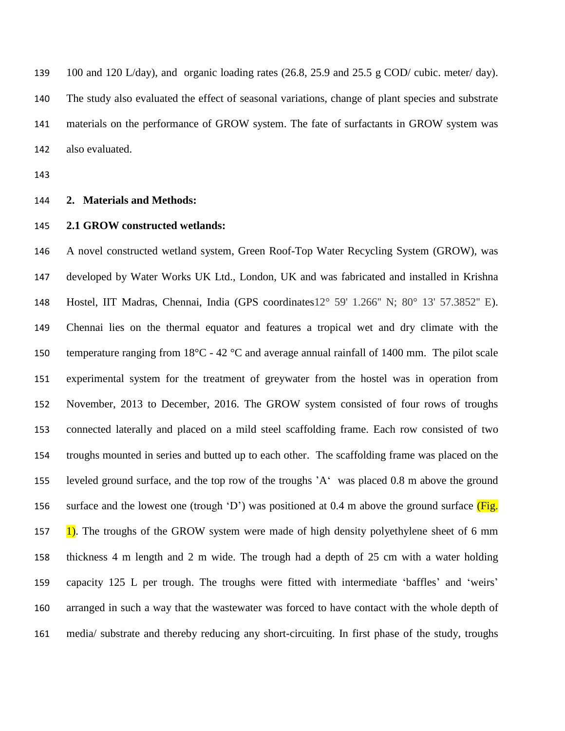100 and 120 L/day), and organic loading rates (26.8, 25.9 and 25.5 g COD/ cubic. meter/ day). The study also evaluated the effect of seasonal variations, change of plant species and substrate materials on the performance of GROW system. The fate of surfactants in GROW system was also evaluated.

## 2. Materials and Methods:

### 2.1 GROW constructed wetlands:

A novel constructed wetland system, Green Roof-Top Water Recycling System (GROW), was developed by Water Works UK Ltd., London, UK and was fabricated and installed in Krishna Hostel, IIT Madras, Chennai, India (GPS coordinates12° 59' 1.266" N; 80° 13' 57.3852" E). Chennai lies on the thermal equator and features a tropical wet and dry climate with the temperature ranging from 18°C - 42 °C and average annual rainfall of 1400 mm. The pilot scale experimental system for the treatment of greywater from the hostel was in operation from November, 2013 to December, 2016. The GROW system consisted of four rows of troughs connected laterally and placed on a mild steel scaffolding frame. Each row consisted of two troughs mounted in series and butted up to each other. The scaffolding frame was placed on the leveled ground surface, and the top row of the troughs 'A' was placed 0.8 m above the ground surface and the lowest one (trough 'D') was positioned at 0.4 m above the ground surface (Fig. 1). The troughs of the GROW system were made of high density polyethylene sheet of 6 mm thickness 4 m length and 2 m wide. The trough had a depth of 25 cm with a water holding capacity 125 L per trough. The troughs were fitted with intermediate 'baffles' and 'weirs' arranged in such a way that the wastewater was forced to have contact with the whole depth of media/ substrate and thereby reducing any short-circuiting. In first phase of the study, troughs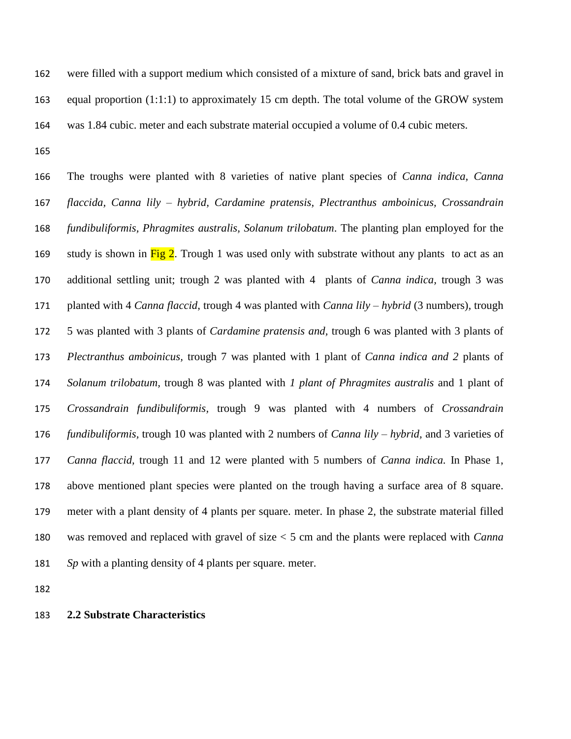were filled with a support medium which consisted of a mixture of sand, brick bats and gravel in equal proportion (1:1:1) to approximately 15 cm depth. The total volume of the GROW system was 1.84 cubic. meter and each substrate material occupied a volume of 0.4 cubic meters.

The troughs were planted with 8 varieties of native plant species of *Canna indica*, *Canna flaccida*, *Canna lily – hybrid*, *Cardamine pratensis*, *Plectranthus amboinicus*, *Crossandrain fundibuliformis*, *Phragmites australis*, *Solanum trilobatum*. The planting plan employed for the study is shown in Fig 2. Trough 1 was used only with substrate without any plants to act as an additional settling unit; trough 2 was planted with 4 plants of *Canna indica,* trough 3 was planted with 4 *Canna flaccid*, trough 4 was planted with *Canna lily – hybrid* (3 numbers), trough 5 was planted with 3 plants of *Cardamine pratensis and*, trough 6 was planted with 3 plants of *Plectranthus amboinicus,* trough 7 was planted with 1 plant of *Canna indica and 2* plants of *Solanum trilobatum,* trough 8 was planted with *1 plant of Phragmites australis* and 1 plant of *Crossandrain fundibuliformis*, trough 9 was planted with 4 numbers of *Crossandrain fundibuliformis,* trough 10 was planted with 2 numbers of *Canna lily – hybrid,* and 3 varieties of *Canna flaccid,* trough 11 and 12 were planted with 5 numbers of *Canna indica.* In Phase 1, above mentioned plant species were planted on the trough having a surface area of 8 square. meter with a plant density of 4 plants per square. meter. In phase 2, the substrate material filled was removed and replaced with gravel of size < 5 cm and the plants were replaced with *Canna Sp* with a planting density of 4 plants per square. meter.

## 2.2 Substrate Characteristics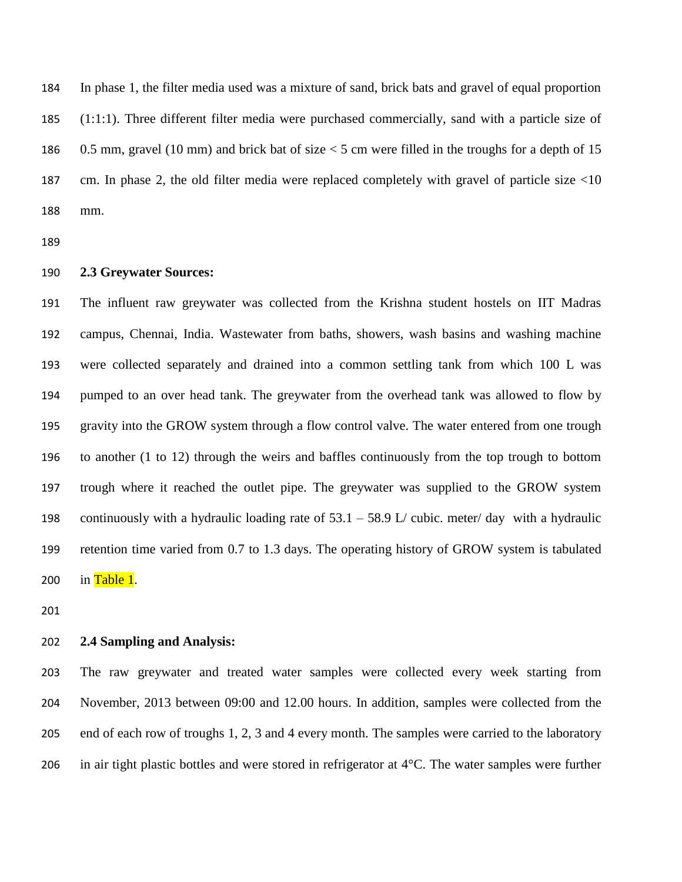In phase 1, the filter media used was a mixture of sand, brick bats and gravel of equal proportion (1:1:1). Three different filter media were purchased commercially, sand with a particle size of 0.5 mm, gravel (10 mm) and brick bat of size < 5 cm were filled in the troughs for a depth of 15 cm. In phase 2, the old filter media were replaced completely with gravel of particle size <10 mm.

### 2.3 Greywater Sources:

The influent raw greywater was collected from the Krishna student hostels on IIT Madras campus, Chennai, India. Wastewater from baths, showers, wash basins and washing machine were collected separately and drained into a common settling tank from which 100 L was pumped to an over head tank. The greywater from the overhead tank was allowed to flow by gravity into the GROW system through a flow control valve. The water entered from one trough to another (1 to 12) through the weirs and baffles continuously from the top trough to bottom trough where it reached the outlet pipe. The greywater was supplied to the GROW system continuously with a hydraulic loading rate of 53.1 – 58.9 L/ cubic. meter/ day with a hydraulic retention time varied from 0.7 to 1.3 days. The operating history of GROW system is tabulated in Table 1.

### 2.4 Sampling and Analysis:

The raw greywater and treated water samples were collected every week starting from November, 2013 between 09:00 and 12.00 hours. In addition, samples were collected from the end of each row of troughs 1, 2, 3 and 4 every month. The samples were carried to the laboratory in air tight plastic bottles and were stored in refrigerator at 4°C. The water samples were further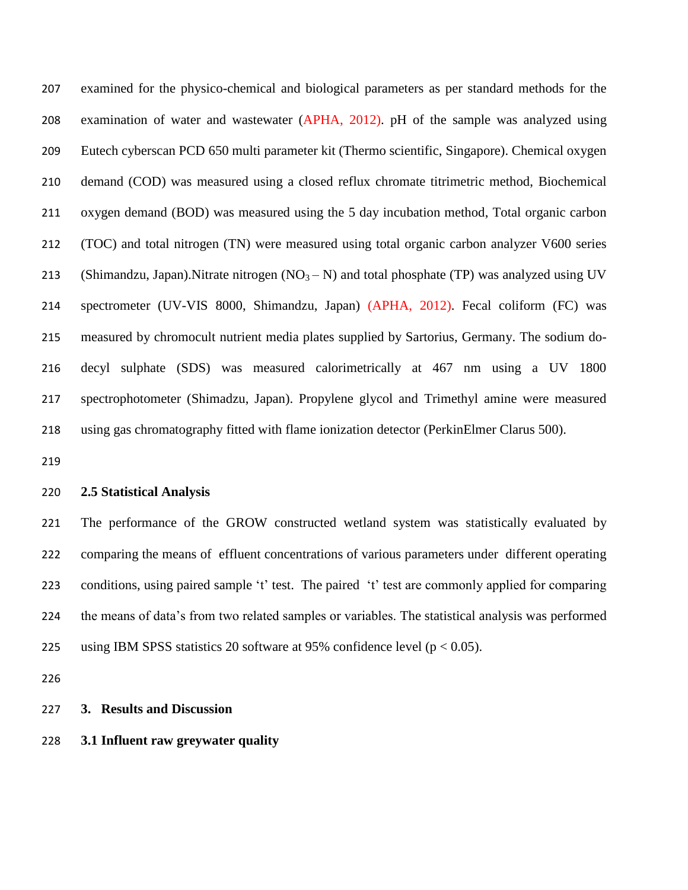examined for the physico-chemical and biological parameters as per standard methods for the examination of water and wastewater (APHA, 2012). pH of the sample was analyzed using Eutech cyberscan PCD 650 multi parameter kit (Thermo scientific, Singapore). Chemical oxygen demand (COD) was measured using a closed reflux chromate titrimetric method, Biochemical oxygen demand (BOD) was measured using the 5 day incubation method, Total organic carbon (TOC) and total nitrogen (TN) were measured using total organic carbon analyzer V600 series (Shimandzu, Japan).Nitrate nitrogen ($NO_3 – N$) and total phosphate (TP) was analyzed using UV spectrometer (UV-VIS 8000, Shimandzu, Japan) (APHA, 2012). Fecal coliform (FC) was measured by chromocult nutrient media plates supplied by Sartorius, Germany. The sodium do-decyl sulphate (SDS) was measured calorimetrically at 467 nm using a UV 1800 spectrophotometer (Shimadzu, Japan). Propylene glycol and Trimethyl amine were measured using gas chromatography fitted with flame ionization detector (PerkinElmer Clarus 500).

### 2.5 Statistical Analysis

The performance of the GROW constructed wetland system was statistically evaluated by comparing the means of effluent concentrations of various parameters under different operating conditions, using paired sample 't' test. The paired 't' test are commonly applied for comparing the means of data's from two related samples or variables. The statistical analysis was performed using IBM SPSS statistics 20 software at 95% confidence level ($p < 0.05$).

## 3. Results and Discussion

### 3.1 Influent raw greywater quality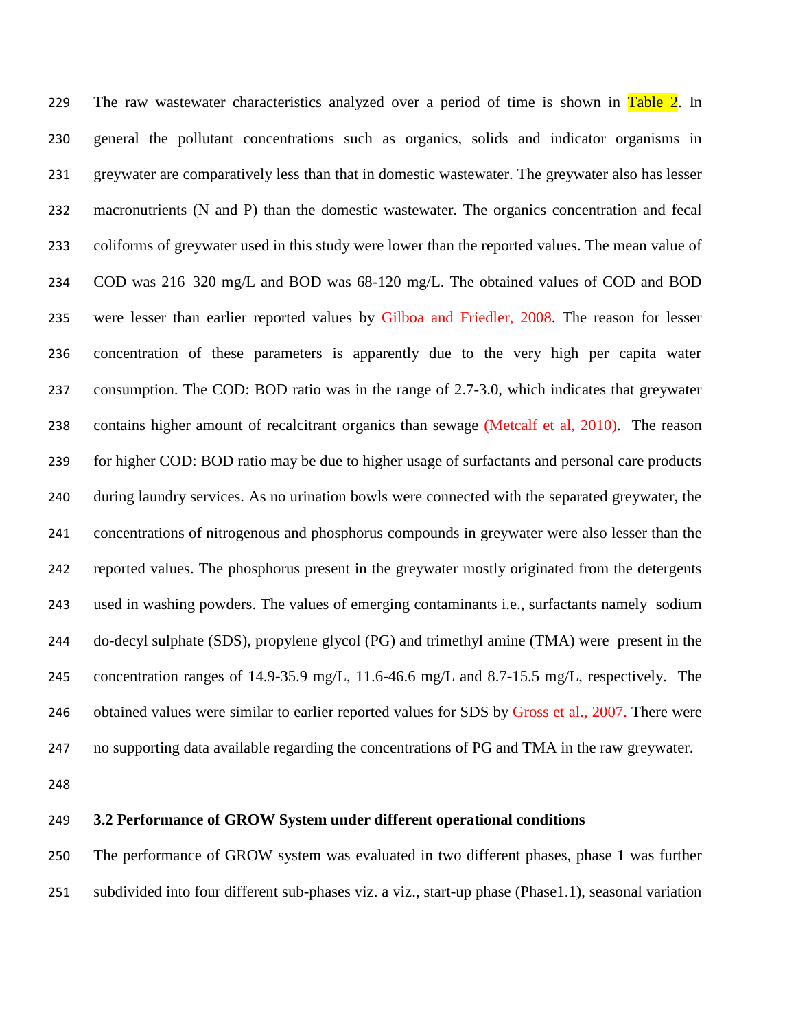The raw wastewater characteristics analyzed over a period of time is shown in Table 2. In general the pollutant concentrations such as organics, solids and indicator organisms in greywater are comparatively less than that in domestic wastewater. The greywater also has lesser macronutrients (N and P) than the domestic wastewater. The organics concentration and fecal coliforms of greywater used in this study were lower than the reported values. The mean value of COD was 216–320 mg/L and BOD was 68-120 mg/L. The obtained values of COD and BOD were lesser than earlier reported values by Gilboa and Friedler, 2008. The reason for lesser concentration of these parameters is apparently due to the very high per capita water consumption. The COD: BOD ratio was in the range of 2.7-3.0, which indicates that greywater contains higher amount of recalcitrant organics than sewage (Metcalf et al, 2010). The reason for higher COD: BOD ratio may be due to higher usage of surfactants and personal care products during laundry services. As no urination bowls were connected with the separated greywater, the concentrations of nitrogenous and phosphorus compounds in greywater were also lesser than the reported values. The phosphorus present in the greywater mostly originated from the detergents used in washing powders. The values of emerging contaminants i.e., surfactants namely sodium do-decyl sulphate (SDS), propylene glycol (PG) and trimethyl amine (TMA) were present in the concentration ranges of 14.9-35.9 mg/L, 11.6-46.6 mg/L and 8.7-15.5 mg/L, respectively. The obtained values were similar to earlier reported values for SDS by Gross et al., 2007. There were no supporting data available regarding the concentrations of PG and TMA in the raw greywater.

### 3.2 Performance of GROW System under different operational conditions

The performance of GROW system was evaluated in two different phases, phase 1 was further subdivided into four different sub-phases viz. a viz., start-up phase (Phase1.1), seasonal variation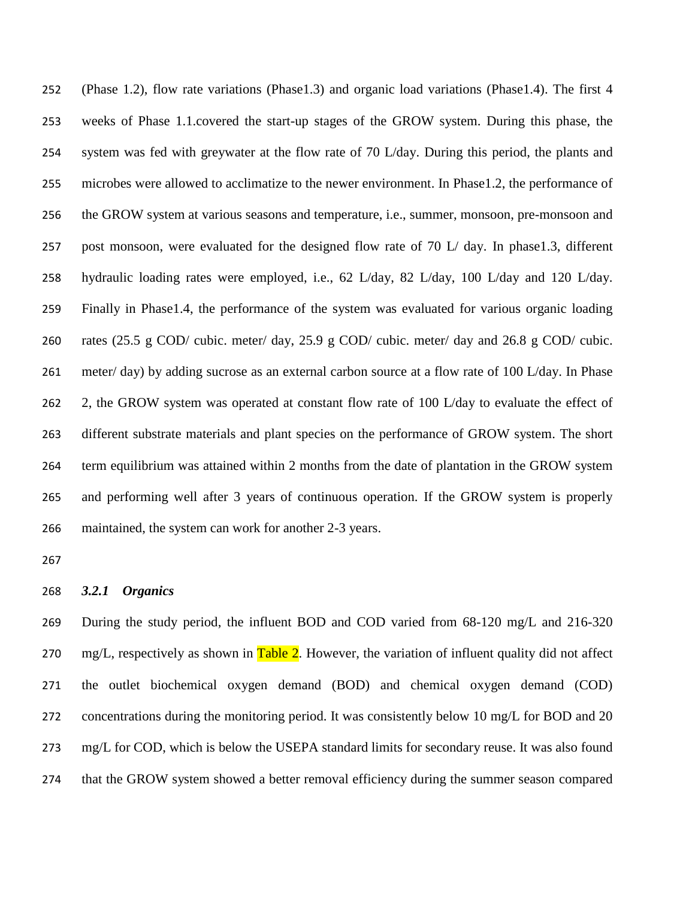(Phase 1.2), flow rate variations (Phase1.3) and organic load variations (Phase1.4). The first 4 weeks of Phase 1.1.covered the start-up stages of the GROW system. During this phase, the system was fed with greywater at the flow rate of 70 L/day. During this period, the plants and microbes were allowed to acclimatize to the newer environment. In Phase1.2, the performance of the GROW system at various seasons and temperature, i.e., summer, monsoon, pre-monsoon and post monsoon, were evaluated for the designed flow rate of 70 L/ day. In phase1.3, different hydraulic loading rates were employed, i.e., 62 L/day, 82 L/day, 100 L/day and 120 L/day. Finally in Phase1.4, the performance of the system was evaluated for various organic loading rates (25.5 g COD/ cubic. meter/ day, 25.9 g COD/ cubic. meter/ day and 26.8 g COD/ cubic. meter/ day) by adding sucrose as an external carbon source at a flow rate of 100 L/day. In Phase 2, the GROW system was operated at constant flow rate of 100 L/day to evaluate the effect of different substrate materials and plant species on the performance of GROW system. The short term equilibrium was attained within 2 months from the date of plantation in the GROW system and performing well after 3 years of continuous operation. If the GROW system is properly maintained, the system can work for another 2-3 years.

### *3.2.1 Organics*

During the study period, the influent BOD and COD varied from 68-120 mg/L and 216-320 mg/L, respectively as shown in Table 2. However, the variation of influent quality did not affect the outlet biochemical oxygen demand (BOD) and chemical oxygen demand (COD) concentrations during the monitoring period. It was consistently below 10 mg/L for BOD and 20 mg/L for COD, which is below the USEPA standard limits for secondary reuse. It was also found that the GROW system showed a better removal efficiency during the summer season compared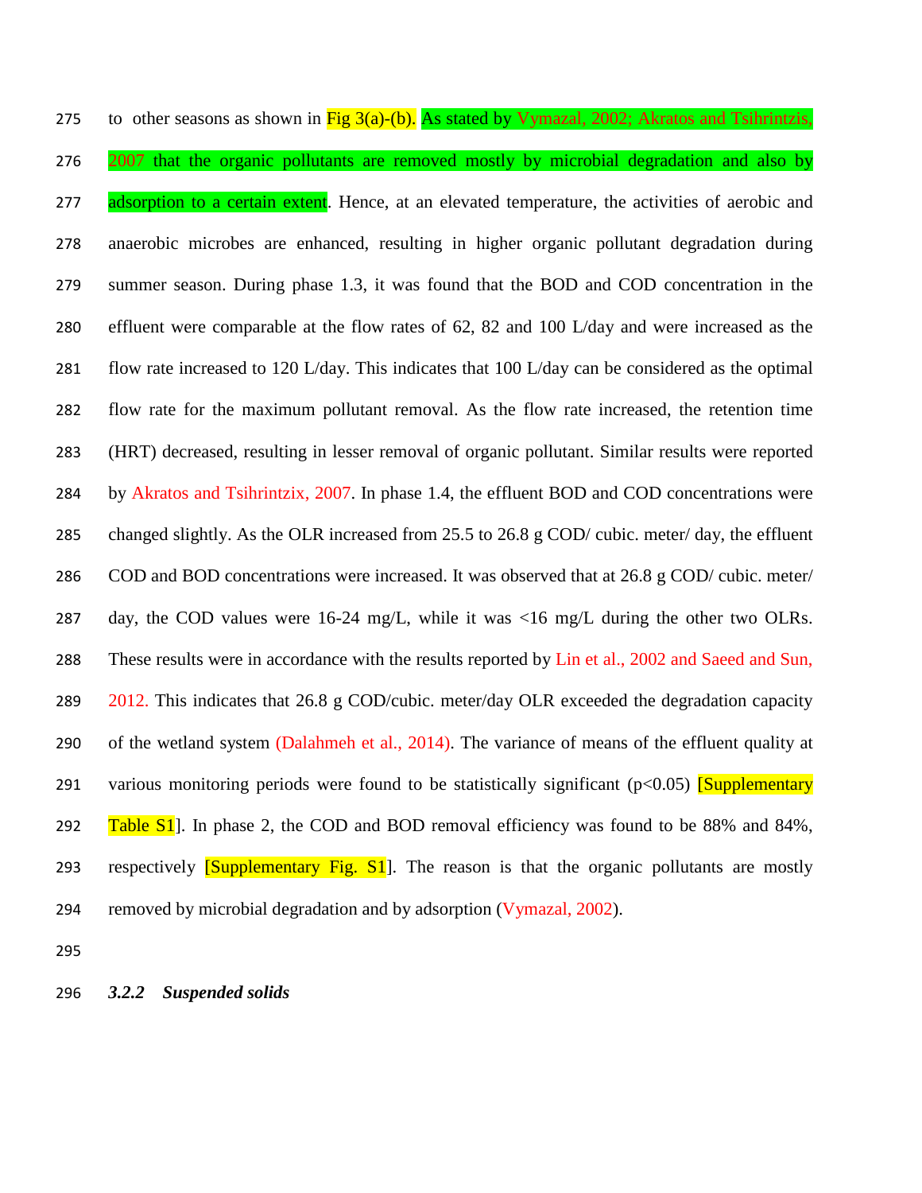to other seasons as shown in Fig 3(a)-(b). As stated by Vymazal, 2002; Akratos and Tsihrintzis, 2007 that the organic pollutants are removed mostly by microbial degradation and also by adsorption to a certain extent. Hence, at an elevated temperature, the activities of aerobic and anaerobic microbes are enhanced, resulting in higher organic pollutant degradation during summer season. During phase 1.3, it was found that the BOD and COD concentration in the effluent were comparable at the flow rates of 62, 82 and 100 L/day and were increased as the flow rate increased to 120 L/day. This indicates that 100 L/day can be considered as the optimal flow rate for the maximum pollutant removal. As the flow rate increased, the retention time (HRT) decreased, resulting in lesser removal of organic pollutant. Similar results were reported by Akratos and Tsihrintzix, 2007. In phase 1.4, the effluent BOD and COD concentrations were changed slightly. As the OLR increased from 25.5 to 26.8 g COD/ cubic. meter/ day, the effluent COD and BOD concentrations were increased. It was observed that at 26.8 g COD/ cubic. meter/ day, the COD values were 16-24 mg/L, while it was <16 mg/L during the other two OLRs. These results were in accordance with the results reported by Lin et al., 2002 and Saeed and Sun, 2012. This indicates that 26.8 g COD/cubic. meter/day OLR exceeded the degradation capacity of the wetland system (Dalahmeh et al., 2014). The variance of means of the effluent quality at various monitoring periods were found to be statistically significant ($p<0.05$) [Supplementary Table S1]. In phase 2, the COD and BOD removal efficiency was found to be 88% and 84%, respectively [Supplementary Fig. S1]. The reason is that the organic pollutants are mostly removed by microbial degradation and by adsorption (Vymazal, 2002).

### *3.2.2 Suspended solids*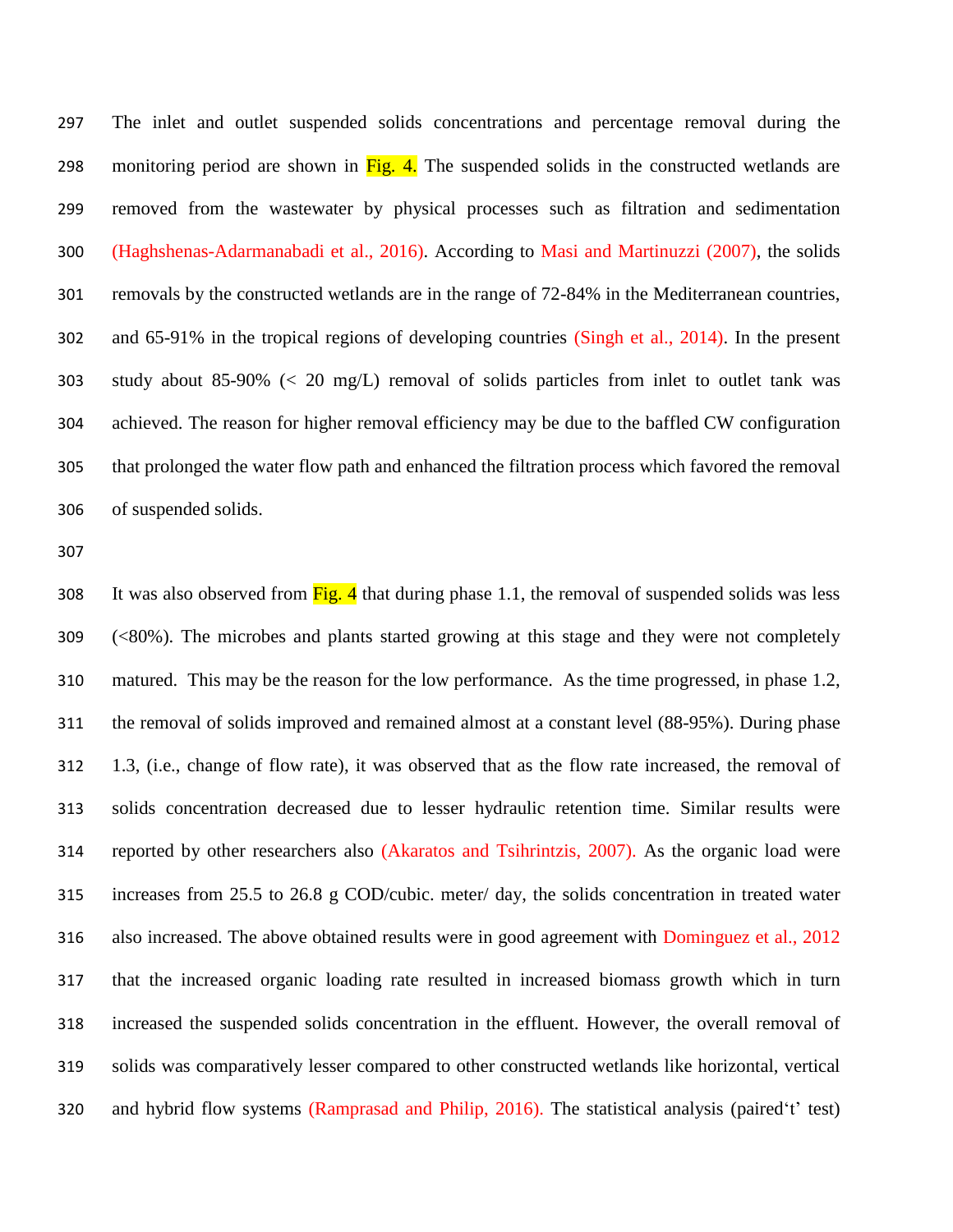The inlet and outlet suspended solids concentrations and percentage removal during the monitoring period are shown in Fig. 4. The suspended solids in the constructed wetlands are removed from the wastewater by physical processes such as filtration and sedimentation (Haghshenas-Adarmanabadi et al., 2016). According to Masi and Martinuzzi (2007), the solids removals by the constructed wetlands are in the range of 72-84% in the Mediterranean countries, and 65-91% in the tropical regions of developing countries (Singh et al., 2014). In the present study about 85-90% (< 20 mg/L) removal of solids particles from inlet to outlet tank was achieved. The reason for higher removal efficiency may be due to the baffled CW configuration that prolonged the water flow path and enhanced the filtration process which favored the removal of suspended solids.

It was also observed from Fig. 4 that during phase 1.1, the removal of suspended solids was less (<80%). The microbes and plants started growing at this stage and they were not completely matured. This may be the reason for the low performance. As the time progressed, in phase 1.2, the removal of solids improved and remained almost at a constant level (88-95%). During phase 1.3, (i.e., change of flow rate), it was observed that as the flow rate increased, the removal of solids concentration decreased due to lesser hydraulic retention time. Similar results were reported by other researchers also (Akaratos and Tsihrintzis, 2007). As the organic load were increases from 25.5 to 26.8 g COD/cubic. meter/ day, the solids concentration in treated water also increased. The above obtained results were in good agreement with Dominguez et al., 2012 that the increased organic loading rate resulted in increased biomass growth which in turn increased the suspended solids concentration in the effluent. However, the overall removal of solids was comparatively lesser compared to other constructed wetlands like horizontal, vertical and hybrid flow systems (Ramprasad and Philip, 2016). The statistical analysis (paired‘t’ test)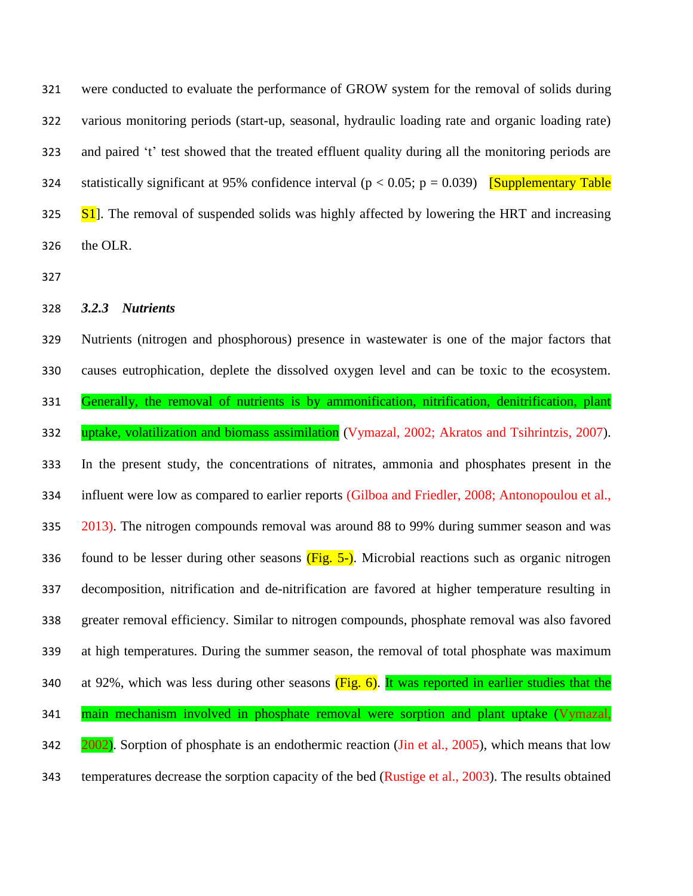were conducted to evaluate the performance of GROW system for the removal of solids during various monitoring periods (start-up, seasonal, hydraulic loading rate and organic loading rate) and paired 't' test showed that the treated effluent quality during all the monitoring periods are statistically significant at 95% confidence interval ($p < 0.05$; $p = 0.039$) [Supplementary Table S1]. The removal of suspended solids was highly affected by lowering the HRT and increasing the OLR.

### *3.2.3 Nutrients*

Nutrients (nitrogen and phosphorous) presence in wastewater is one of the major factors that causes eutrophication, deplete the dissolved oxygen level and can be toxic to the ecosystem. Generally, the removal of nutrients is by ammonification, nitrification, denitrification, plant uptake, volatilization and biomass assimilation (Vymazal, 2002; Akratos and Tsihrintzis, 2007). In the present study, the concentrations of nitrates, ammonia and phosphates present in the influent were low as compared to earlier reports (Gilboa and Friedler, 2008; Antonopoulou et al., 2013). The nitrogen compounds removal was around 88 to 99% during summer season and was found to be lesser during other seasons (Fig. 5-). Microbial reactions such as organic nitrogen decomposition, nitrification and de-nitrification are favored at higher temperature resulting in greater removal efficiency. Similar to nitrogen compounds, phosphate removal was also favored at high temperatures. During the summer season, the removal of total phosphate was maximum at 92%, which was less during other seasons (Fig. 6). It was reported in earlier studies that the main mechanism involved in phosphate removal were sorption and plant uptake (Vymazal, 2002). Sorption of phosphate is an endothermic reaction (Jin et al., 2005), which means that low temperatures decrease the sorption capacity of the bed (Rustige et al., 2003). The results obtained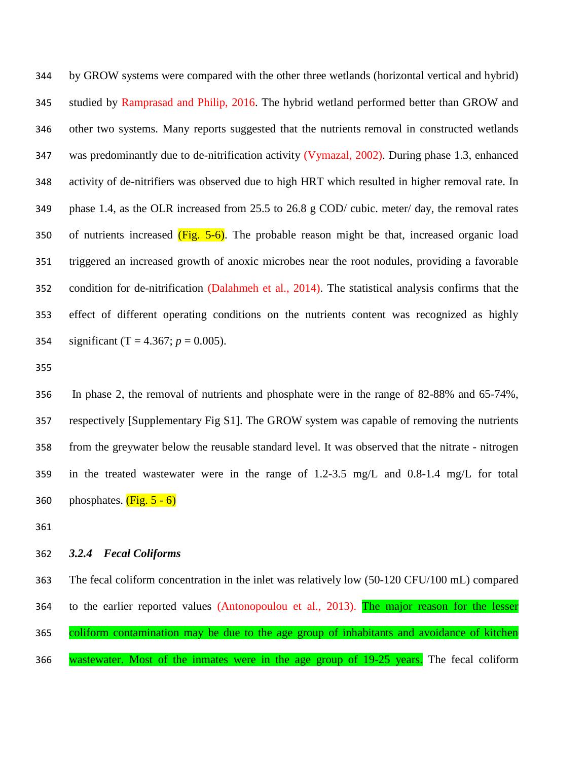by GROW systems were compared with the other three wetlands (horizontal vertical and hybrid) studied by Ramprasad and Philip, 2016. The hybrid wetland performed better than GROW and other two systems. Many reports suggested that the nutrients removal in constructed wetlands was predominantly due to de-nitrification activity (Vymazal, 2002). During phase 1.3, enhanced activity of de-nitrifiers was observed due to high HRT which resulted in higher removal rate. In phase 1.4, as the OLR increased from 25.5 to 26.8 g COD/ cubic. meter/ day, the removal rates of nutrients increased (Fig. 5-6). The probable reason might be that, increased organic load triggered an increased growth of anoxic microbes near the root nodules, providing a favorable condition for de-nitrification (Dalahmeh et al., 2014). The statistical analysis confirms that the effect of different operating conditions on the nutrients content was recognized as highly significant (T = 4.367; $p$ = 0.005).

In phase 2, the removal of nutrients and phosphate were in the range of 82-88% and 65-74%, respectively [Supplementary Fig S1]. The GROW system was capable of removing the nutrients from the greywater below the reusable standard level. It was observed that the nitrate - nitrogen in the treated wastewater were in the range of 1.2-3.5 mg/L and 0.8-1.4 mg/L for total phosphates. (Fig. 5 - 6)

### *3.2.4 Fecal Coliforms*

The fecal coliform concentration in the inlet was relatively low (50-120 CFU/100 mL) compared to the earlier reported values (Antonopoulou et al., 2013). The major reason for the lesser coliform contamination may be due to the age group of inhabitants and avoidance of kitchen wastewater. Most of the inmates were in the age group of 19-25 years. The fecal coliform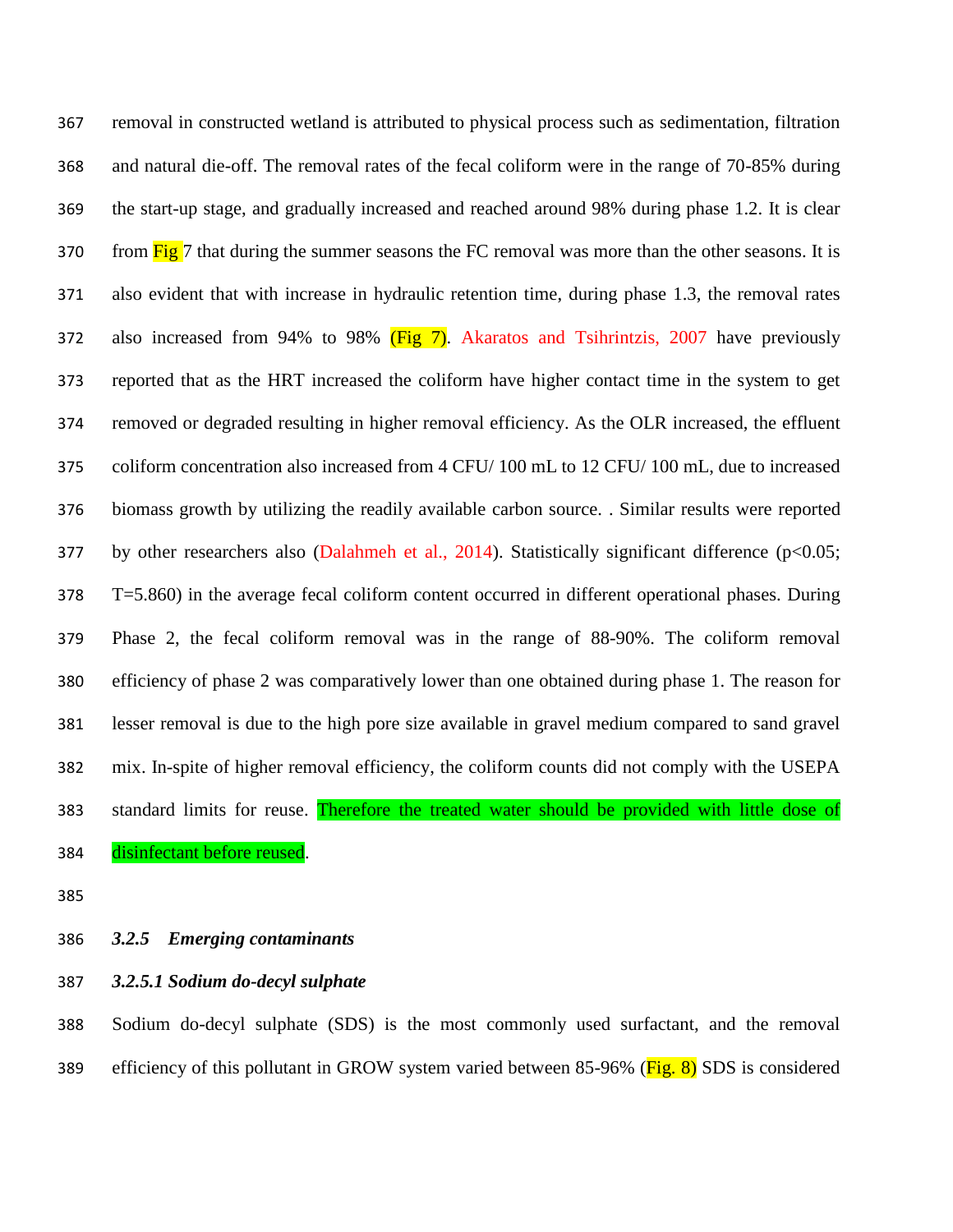removal in constructed wetland is attributed to physical process such as sedimentation, filtration and natural die-off. The removal rates of the fecal coliform were in the range of 70-85% during the start-up stage, and gradually increased and reached around 98% during phase 1.2. It is clear from Fig 7 that during the summer seasons the FC removal was more than the other seasons. It is also evident that with increase in hydraulic retention time, during phase 1.3, the removal rates also increased from 94% to 98% (Fig 7). Akaratos and Tsihrintzis, 2007 have previously reported that as the HRT increased the coliform have higher contact time in the system to get removed or degraded resulting in higher removal efficiency. As the OLR increased, the effluent coliform concentration also increased from 4 CFU/ 100 mL to 12 CFU/ 100 mL, due to increased biomass growth by utilizing the readily available carbon source. . Similar results were reported by other researchers also (Dalahmeh et al., 2014). Statistically significant difference ($p<0.05$; T=5.860) in the average fecal coliform content occurred in different operational phases. During Phase 2, the fecal coliform removal was in the range of 88-90%. The coliform removal efficiency of phase 2 was comparatively lower than one obtained during phase 1. The reason for lesser removal is due to the high pore size available in gravel medium compared to sand gravel mix. In-spite of higher removal efficiency, the coliform counts did not comply with the USEPA standard limits for reuse. Therefore the treated water should be provided with little dose of disinfectant before reused.

### *3.2.5 Emerging contaminants*

#### *3.2.5.1 Sodium do-decyl sulphate*

Sodium do-decyl sulphate (SDS) is the most commonly used surfactant, and the removal efficiency of this pollutant in GROW system varied between 85-96% (Fig. 8) SDS is considered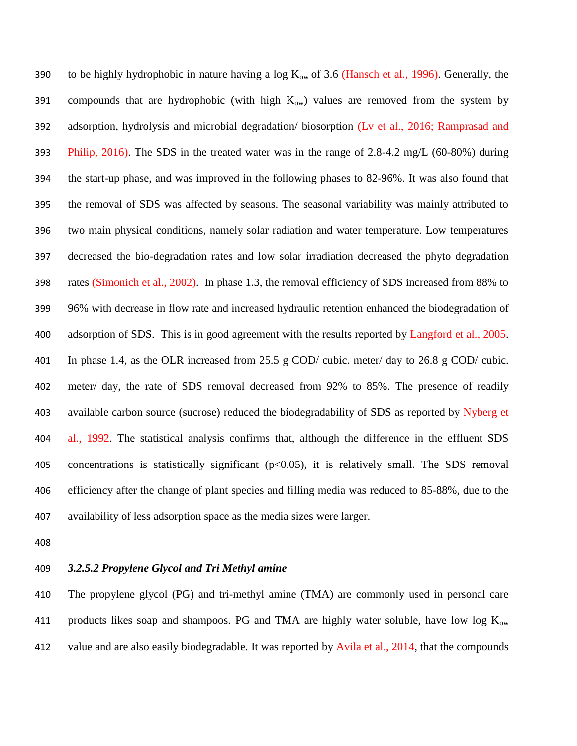to be highly hydrophobic in nature having a log $K_{ow}$ of 3.6 (Hansch et al., 1996). Generally, the compounds that are hydrophobic (with high $K_{ow}$) values are removed from the system by adsorption, hydrolysis and microbial degradation/ biosorption (Lv et al., 2016; Ramprasad and Philip, 2016). The SDS in the treated water was in the range of 2.8-4.2 mg/L (60-80%) during the start-up phase, and was improved in the following phases to 82-96%. It was also found that the removal of SDS was affected by seasons. The seasonal variability was mainly attributed to two main physical conditions, namely solar radiation and water temperature. Low temperatures decreased the bio-degradation rates and low solar irradiation decreased the phyto degradation rates (Simonich et al., 2002). In phase 1.3, the removal efficiency of SDS increased from 88% to 96% with decrease in flow rate and increased hydraulic retention enhanced the biodegradation of adsorption of SDS. This is in good agreement with the results reported by Langford et al., 2005. In phase 1.4, as the OLR increased from 25.5 g COD/ cubic. meter/ day to 26.8 g COD/ cubic. meter/ day, the rate of SDS removal decreased from 92% to 85%. The presence of readily available carbon source (sucrose) reduced the biodegradability of SDS as reported by Nyberg et al., 1992. The statistical analysis confirms that, although the difference in the effluent SDS concentrations is statistically significant ($p<0.05$), it is relatively small. The SDS removal efficiency after the change of plant species and filling media was reduced to 85-88%, due to the availability of less adsorption space as the media sizes were larger.

### *3.2.5.2 Propylene Glycol and Tri Methyl amine*

The propylene glycol (PG) and tri-methyl amine (TMA) are commonly used in personal care products likes soap and shampoos. PG and TMA are highly water soluble, have low log $K_{ow}$ value and are also easily biodegradable. It was reported by Avila et al., 2014, that the compounds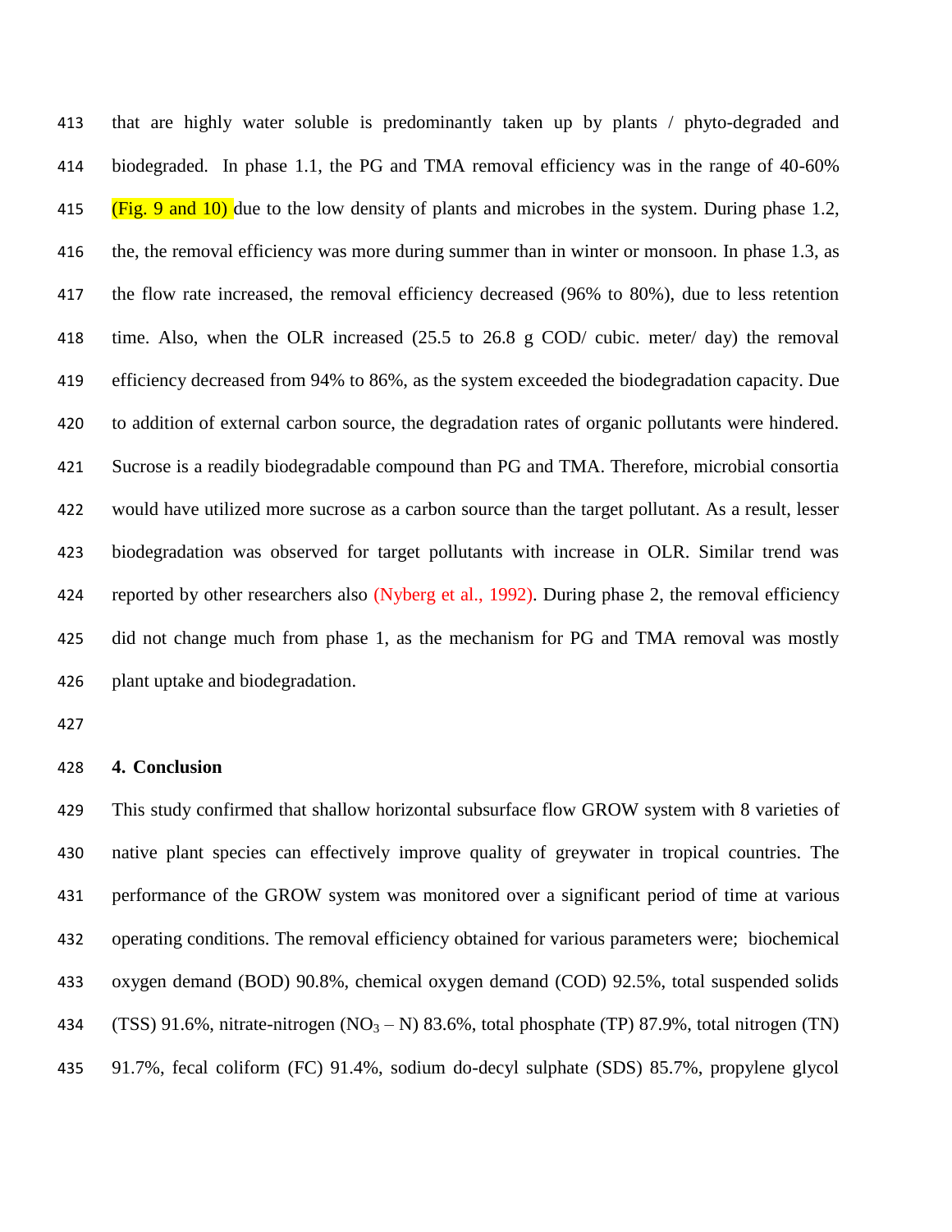that are highly water soluble is predominantly taken up by plants / phyto-degraded and biodegraded. In phase 1.1, the PG and TMA removal efficiency was in the range of 40-60% (Fig. 9 and 10) due to the low density of plants and microbes in the system. During phase 1.2, the, the removal efficiency was more during summer than in winter or monsoon. In phase 1.3, as the flow rate increased, the removal efficiency decreased (96% to 80%), due to less retention time. Also, when the OLR increased (25.5 to 26.8 g COD/ cubic. meter/ day) the removal efficiency decreased from 94% to 86%, as the system exceeded the biodegradation capacity. Due to addition of external carbon source, the degradation rates of organic pollutants were hindered. Sucrose is a readily biodegradable compound than PG and TMA. Therefore, microbial consortia would have utilized more sucrose as a carbon source than the target pollutant. As a result, lesser biodegradation was observed for target pollutants with increase in OLR. Similar trend was reported by other researchers also (Nyberg et al., 1992). During phase 2, the removal efficiency did not change much from phase 1, as the mechanism for PG and TMA removal was mostly plant uptake and biodegradation.

## 4. Conclusion

This study confirmed that shallow horizontal subsurface flow GROW system with 8 varieties of native plant species can effectively improve quality of greywater in tropical countries. The performance of the GROW system was monitored over a significant period of time at various operating conditions. The removal efficiency obtained for various parameters were; biochemical oxygen demand (BOD) 90.8%, chemical oxygen demand (COD) 92.5%, total suspended solids (TSS) 91.6%, nitrate-nitrogen ($NO_3$ – N) 83.6%, total phosphate (TP) 87.9%, total nitrogen (TN) 91.7%, fecal coliform (FC) 91.4%, sodium do-decyl sulphate (SDS) 85.7%, propylene glycol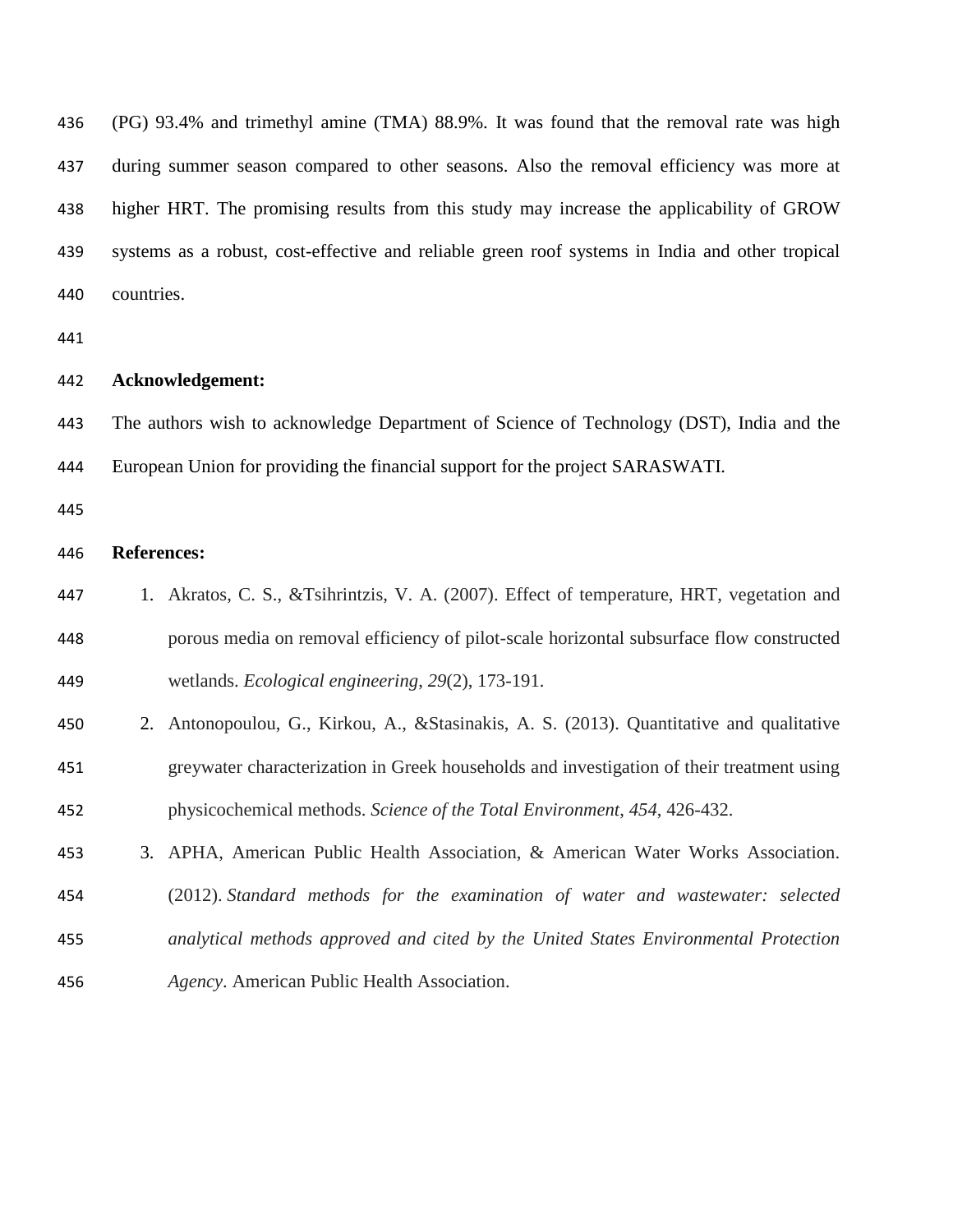(PG) 93.4% and trimethyl amine (TMA) 88.9%. It was found that the removal rate was high during summer season compared to other seasons. Also the removal efficiency was more at higher HRT. The promising results from this study may increase the applicability of GROW systems as a robust, cost-effective and reliable green roof systems in India and other tropical countries.

**Acknowledgement:**

The authors wish to acknowledge Department of Science of Technology (DST), India and the European Union for providing the financial support for the project SARASWATI.

**References:**

1. Akratos, C. S., &Tsihrintzis, V. A. (2007). Effect of temperature, HRT, vegetation and porous media on removal efficiency of pilot-scale horizontal subsurface flow constructed wetlands. *Ecological engineering*, *29*(2), 173-191.
2. Antonopoulou, G., Kirkou, A., &Stasinakis, A. S. (2013). Quantitative and qualitative greywater characterization in Greek households and investigation of their treatment using physicochemical methods. *Science of the Total Environment*, *454*, 426-432.
3. APHA, American Public Health Association, & American Water Works Association. (2012). *Standard methods for the examination of water and wastewater: selected analytical methods approved and cited by the United States Environmental Protection Agency*. American Public Health Association.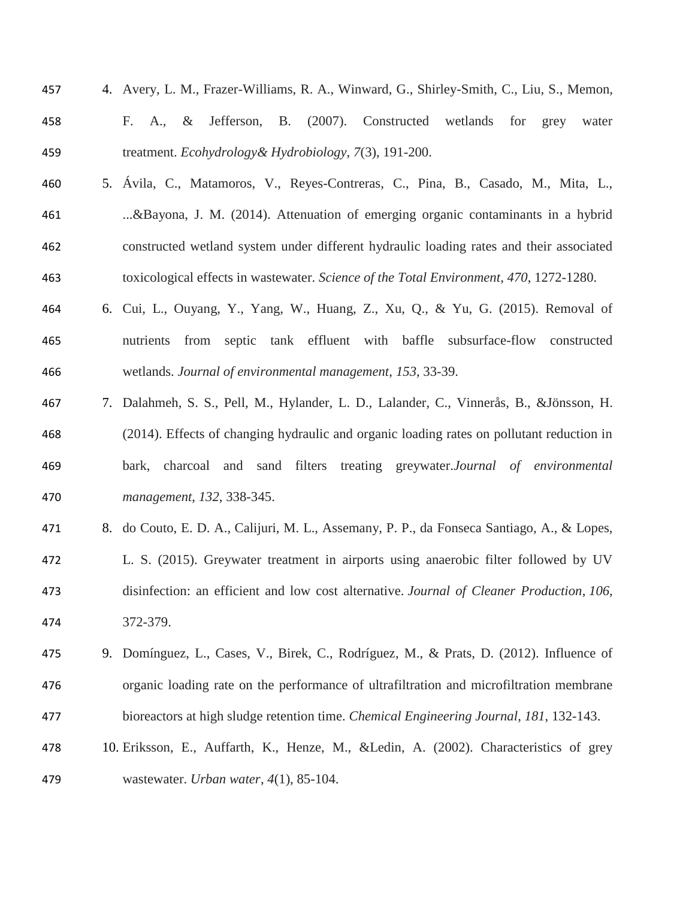4. Avery, L. M., Frazer-Williams, R. A., Winward, G., Shirley-Smith, C., Liu, S., Memon, F. A., & Jefferson, B. (2007). Constructed wetlands for grey water treatment. *Ecohydrology& Hydrobiology*, *7*(3), 191-200.
5. Ávila, C., Matamoros, V., Reyes-Contreras, C., Pina, B., Casado, M., Mita, L., ...&Bayona, J. M. (2014). Attenuation of emerging organic contaminants in a hybrid constructed wetland system under different hydraulic loading rates and their associated toxicological effects in wastewater. *Science of the Total Environment*, *470*, 1272-1280.
6. Cui, L., Ouyang, Y., Yang, W., Huang, Z., Xu, Q., & Yu, G. (2015). Removal of nutrients from septic tank effluent with baffle subsurface-flow constructed wetlands. *Journal of environmental management*, *153*, 33-39.
7. Dalahmeh, S. S., Pell, M., Hylander, L. D., Lalander, C., Vinnerås, B., &Jönsson, H. (2014). Effects of changing hydraulic and organic loading rates on pollutant reduction in bark, charcoal and sand filters treating greywater.*Journal of environmental management*, *132*, 338-345.
8. do Couto, E. D. A., Calijuri, M. L., Assemany, P. P., da Fonseca Santiago, A., & Lopes, L. S. (2015). Greywater treatment in airports using anaerobic filter followed by UV disinfection: an efficient and low cost alternative. *Journal of Cleaner Production*, *106*, 372-379.
9. Domínguez, L., Cases, V., Birek, C., Rodríguez, M., & Prats, D. (2012). Influence of organic loading rate on the performance of ultrafiltration and microfiltration membrane bioreactors at high sludge retention time. *Chemical Engineering Journal*, *181*, 132-143.
10. Eriksson, E., Auffarth, K., Henze, M., &Ledin, A. (2002). Characteristics of grey wastewater. *Urban water*, *4*(1), 85-104.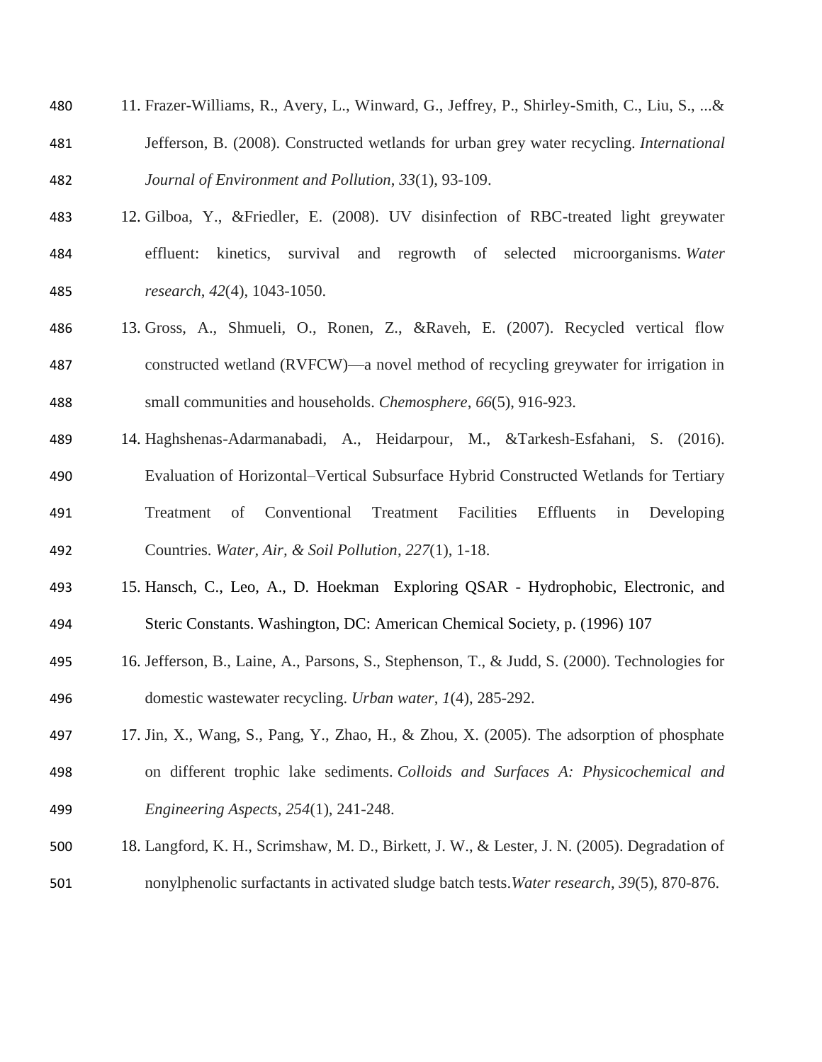11. Frazer-Williams, R., Avery, L., Winward, G., Jeffrey, P., Shirley-Smith, C., Liu, S., ...& Jefferson, B. (2008). Constructed wetlands for urban grey water recycling. *International Journal of Environment and Pollution*, *33*(1), 93-109.
12. Gilboa, Y., &Friedler, E. (2008). UV disinfection of RBC-treated light greywater effluent: kinetics, survival and regrowth of selected microorganisms. *Water research*, *42*(4), 1043-1050.
13. Gross, A., Shmueli, O., Ronen, Z., &Raveh, E. (2007). Recycled vertical flow constructed wetland (RVFCW)—a novel method of recycling greywater for irrigation in small communities and households. *Chemosphere*, *66*(5), 916-923.
14. Haghshenas-Adarmanabadi, A., Heidarpour, M., &Tarkesh-Esfahani, S. (2016). Evaluation of Horizontal–Vertical Subsurface Hybrid Constructed Wetlands for Tertiary Treatment of Conventional Treatment Facilities Effluents in Developing Countries. *Water, Air, & Soil Pollution*, *227*(1), 1-18.
15. Hansch, C., Leo, A., D. Hoekman Exploring QSAR - Hydrophobic, Electronic, and Steric Constants. Washington, DC: American Chemical Society, p. (1996) 107
16. Jefferson, B., Laine, A., Parsons, S., Stephenson, T., & Judd, S. (2000). Technologies for domestic wastewater recycling. *Urban water*, *1*(4), 285-292.
17. Jin, X., Wang, S., Pang, Y., Zhao, H., & Zhou, X. (2005). The adsorption of phosphate on different trophic lake sediments. *Colloids and Surfaces A: Physicochemical and Engineering Aspects*, *254*(1), 241-248.
18. Langford, K. H., Scrimshaw, M. D., Birkett, J. W., & Lester, J. N. (2005). Degradation of nonylphenolic surfactants in activated sludge batch tests.*Water research*, *39*(5), 870-876.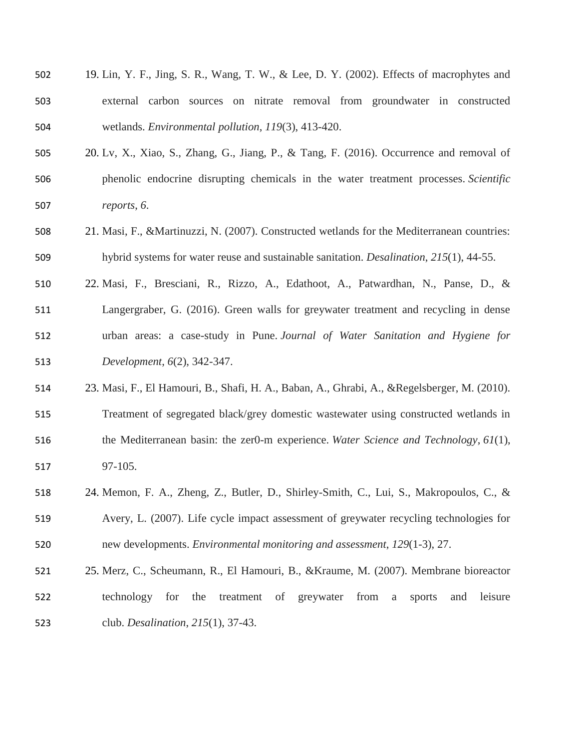19. Lin, Y. F., Jing, S. R., Wang, T. W., & Lee, D. Y. (2002). Effects of macrophytes and external carbon sources on nitrate removal from groundwater in constructed wetlands. *Environmental pollution*, *119*(3), 413-420.
20. Lv, X., Xiao, S., Zhang, G., Jiang, P., & Tang, F. (2016). Occurrence and removal of phenolic endocrine disrupting chemicals in the water treatment processes. *Scientific reports*, *6*.
21. Masi, F., &Martinuzzi, N. (2007). Constructed wetlands for the Mediterranean countries: hybrid systems for water reuse and sustainable sanitation. *Desalination*, *215*(1), 44-55.
22. Masi, F., Bresciani, R., Rizzo, A., Edathoot, A., Patwardhan, N., Panse, D., & Langergraber, G. (2016). Green walls for greywater treatment and recycling in dense urban areas: a case-study in Pune. *Journal of Water Sanitation and Hygiene for Development*, *6*(2), 342-347.
23. Masi, F., El Hamouri, B., Shafi, H. A., Baban, A., Ghrabi, A., &Regelsberger, M. (2010). Treatment of segregated black/grey domestic wastewater using constructed wetlands in the Mediterranean basin: the zer0-m experience. *Water Science and Technology*, *61*(1), 97-105.
24. Memon, F. A., Zheng, Z., Butler, D., Shirley-Smith, C., Lui, S., Makropoulos, C., & Avery, L. (2007). Life cycle impact assessment of greywater recycling technologies for new developments. *Environmental monitoring and assessment*, *129*(1-3), 27.
25. Merz, C., Scheumann, R., El Hamouri, B., &Kraume, M. (2007). Membrane bioreactor technology for the treatment of greywater from a sports and leisure club. *Desalination*, *215*(1), 37-43.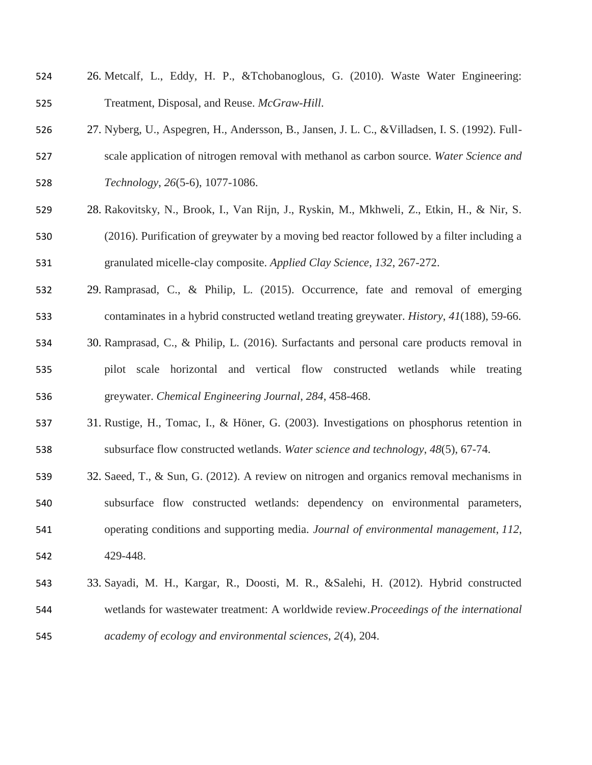26. Metcalf, L., Eddy, H. P., &Tchobanoglous, G. (2010). Waste Water Engineering: Treatment, Disposal, and Reuse. *McGraw-Hill*.
27. Nyberg, U., Aspegren, H., Andersson, B., Jansen, J. L. C., &Villadsen, I. S. (1992). Full-scale application of nitrogen removal with methanol as carbon source. *Water Science and Technology*, *26*(5-6), 1077-1086.
28. Rakovitsky, N., Brook, I., Van Rijn, J., Ryskin, M., Mkhweli, Z., Etkin, H., & Nir, S. (2016). Purification of greywater by a moving bed reactor followed by a filter including a granulated micelle-clay composite. *Applied Clay Science*, *132*, 267-272.
29. Ramprasad, C., & Philip, L. (2015). Occurrence, fate and removal of emerging contaminates in a hybrid constructed wetland treating greywater. *History*, *41*(188), 59-66.
30. Ramprasad, C., & Philip, L. (2016). Surfactants and personal care products removal in pilot scale horizontal and vertical flow constructed wetlands while treating greywater. *Chemical Engineering Journal*, *284*, 458-468.
31. Rustige, H., Tomac, I., & Höner, G. (2003). Investigations on phosphorus retention in subsurface flow constructed wetlands. *Water science and technology*, *48*(5), 67-74.
32. Saeed, T., & Sun, G. (2012). A review on nitrogen and organics removal mechanisms in subsurface flow constructed wetlands: dependency on environmental parameters, operating conditions and supporting media. *Journal of environmental management*, *112*, 429-448.
33. Sayadi, M. H., Kargar, R., Doosti, M. R., &Salehi, H. (2012). Hybrid constructed wetlands for wastewater treatment: A worldwide review.*Proceedings of the international academy of ecology and environmental sciences*, *2*(4), 204.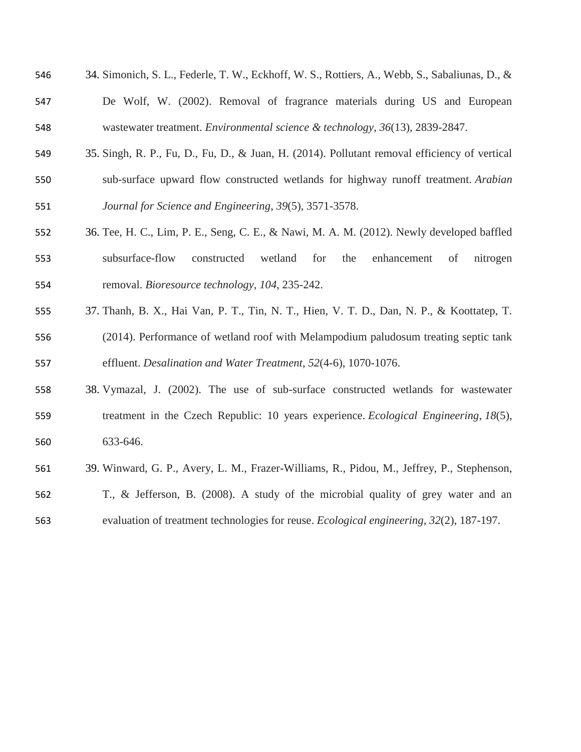34. Simonich, S. L., Federle, T. W., Eckhoff, W. S., Rottiers, A., Webb, S., Sabaliunas, D., & De Wolf, W. (2002). Removal of fragrance materials during US and European wastewater treatment. *Environmental science & technology*, *36*(13), 2839-2847.
35. Singh, R. P., Fu, D., Fu, D., & Juan, H. (2014). Pollutant removal efficiency of vertical sub-surface upward flow constructed wetlands for highway runoff treatment. *Arabian Journal for Science and Engineering*, *39*(5), 3571-3578.
36. Tee, H. C., Lim, P. E., Seng, C. E., & Nawi, M. A. M. (2012). Newly developed baffled subsurface-flow constructed wetland for the enhancement of nitrogen removal. *Bioresource technology*, *104*, 235-242.
37. Thanh, B. X., Hai Van, P. T., Tin, N. T., Hien, V. T. D., Dan, N. P., & Koottatep, T. (2014). Performance of wetland roof with Melampodium paludosum treating septic tank effluent. *Desalination and Water Treatment*, *52*(4-6), 1070-1076.
38. Vymazal, J. (2002). The use of sub-surface constructed wetlands for wastewater treatment in the Czech Republic: 10 years experience. *Ecological Engineering*, *18*(5), 633-646.
39. Winward, G. P., Avery, L. M., Frazer-Williams, R., Pidou, M., Jeffrey, P., Stephenson, T., & Jefferson, B. (2008). A study of the microbial quality of grey water and an evaluation of treatment technologies for reuse. *Ecological engineering*, *32*(2), 187-197.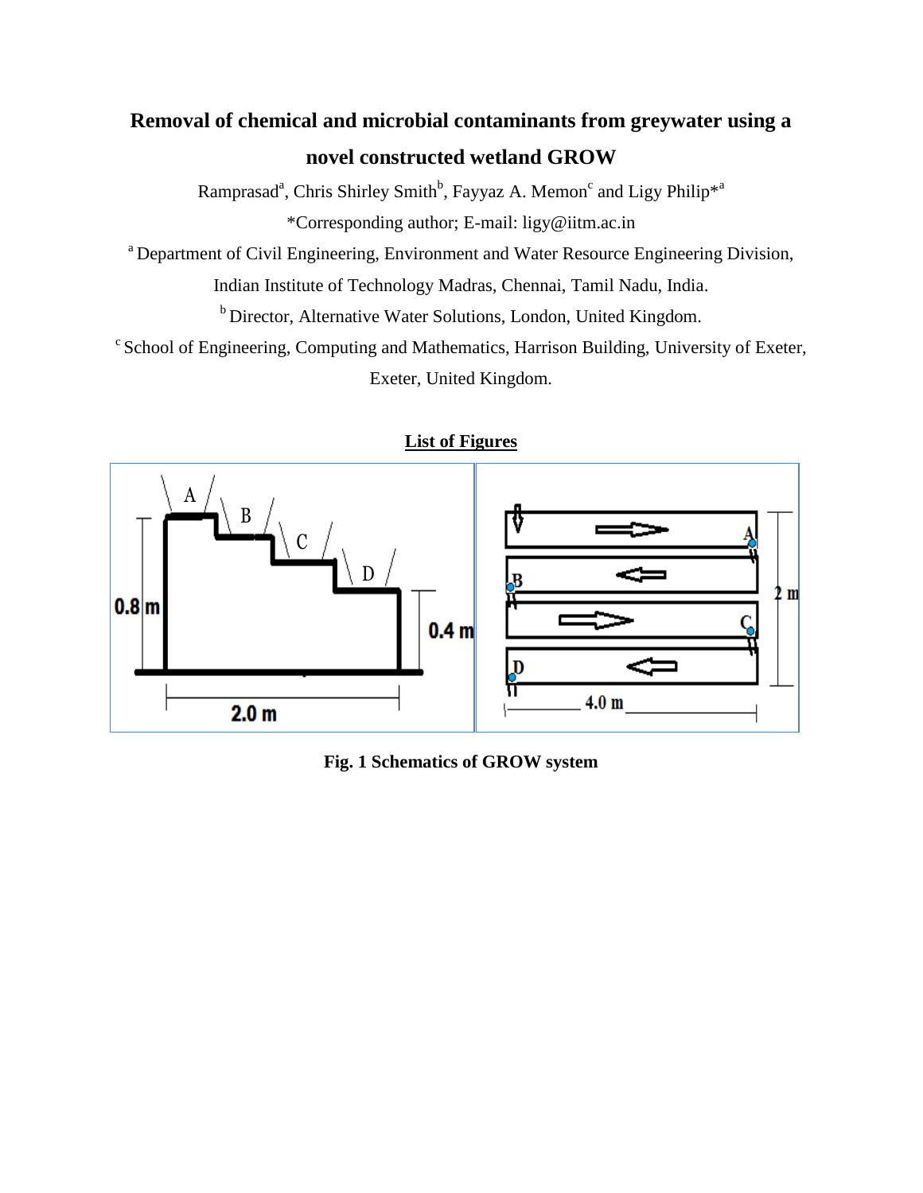# Removal of chemical and microbial contaminants from greywater using a novel constructed wetland GROW

Ramprasad[a], Chris Shirley Smith[b], Fayyaz A. Memon[c] and Ligy Philip*[a]

*Corresponding author; E-mail: ligy@iitm.ac.in

[a] Department of Civil Engineering, Environment and Water Resource Engineering Division, Indian Institute of Technology Madras, Chennai, Tamil Nadu, India.

[b] Director, Alternative Water Solutions, London, United Kingdom.

[c] School of Engineering, Computing and Mathematics, Harrison Building, University of Exeter, Exeter, United Kingdom.

## List of Figures

**Fig. 1 Schematics of GROW system**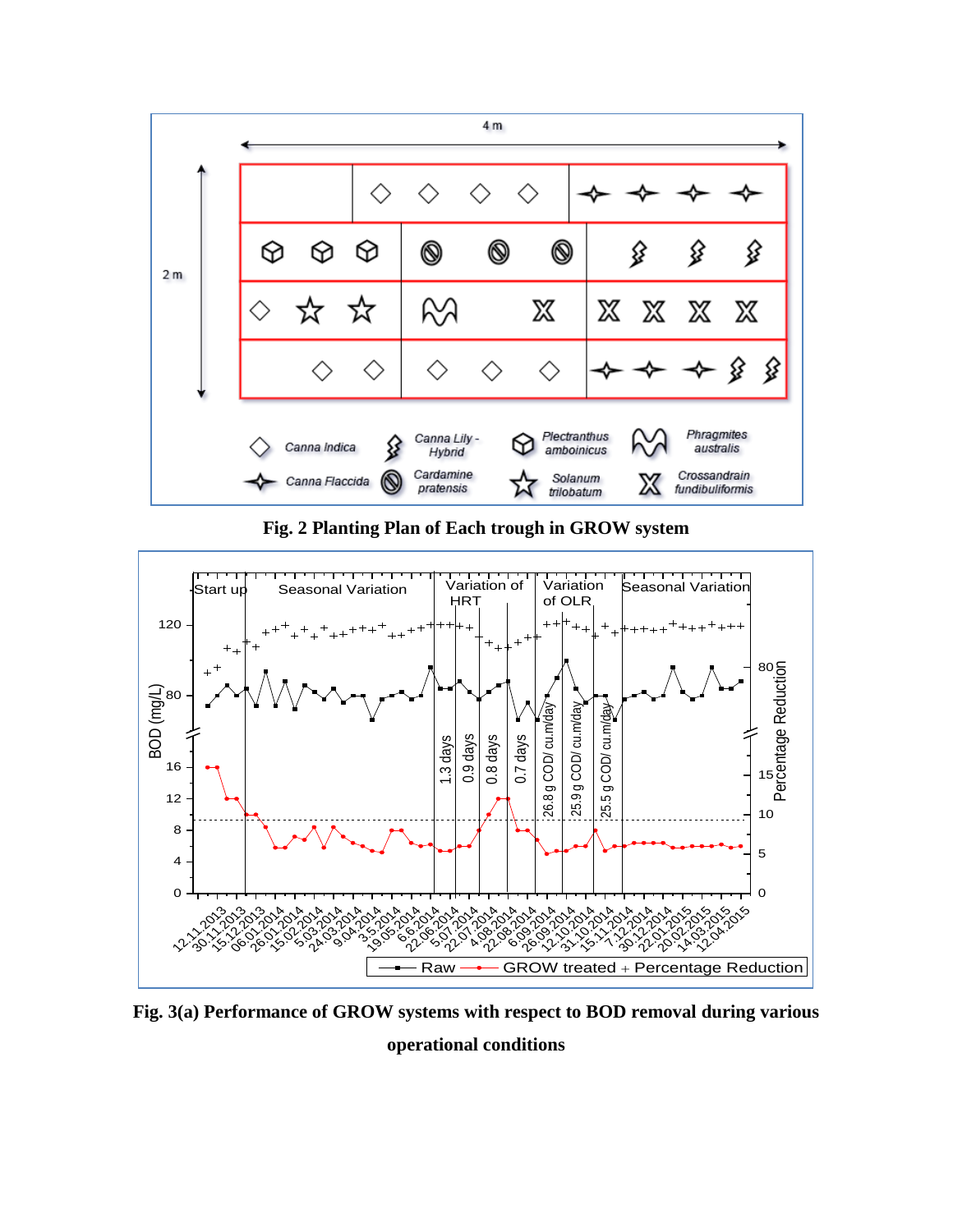**Fig. 2 Planting Plan of Each trough in GROW system**

**Fig. 3(a) Performance of GROW systems with respect to BOD removal during various operational conditions**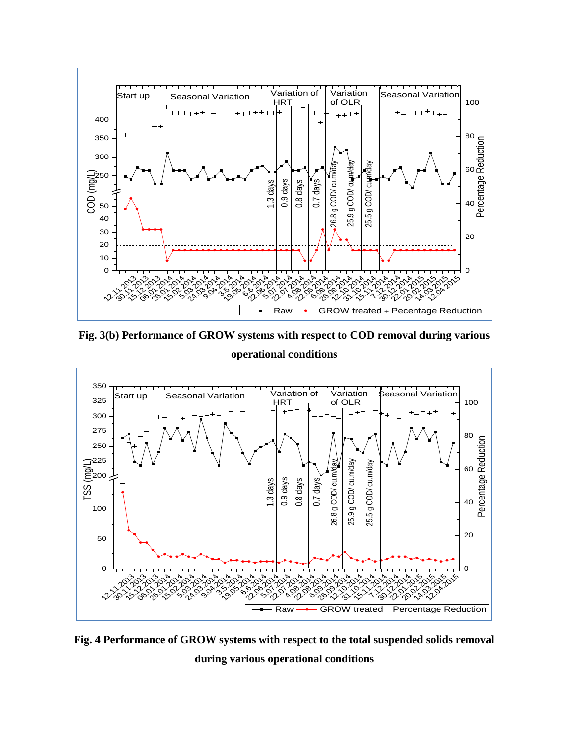**Fig. 3(b) Performance of GROW systems with respect to COD removal during various operational conditions**

**Fig. 4 Performance of GROW systems with respect to the total suspended solids removal during various operational conditions**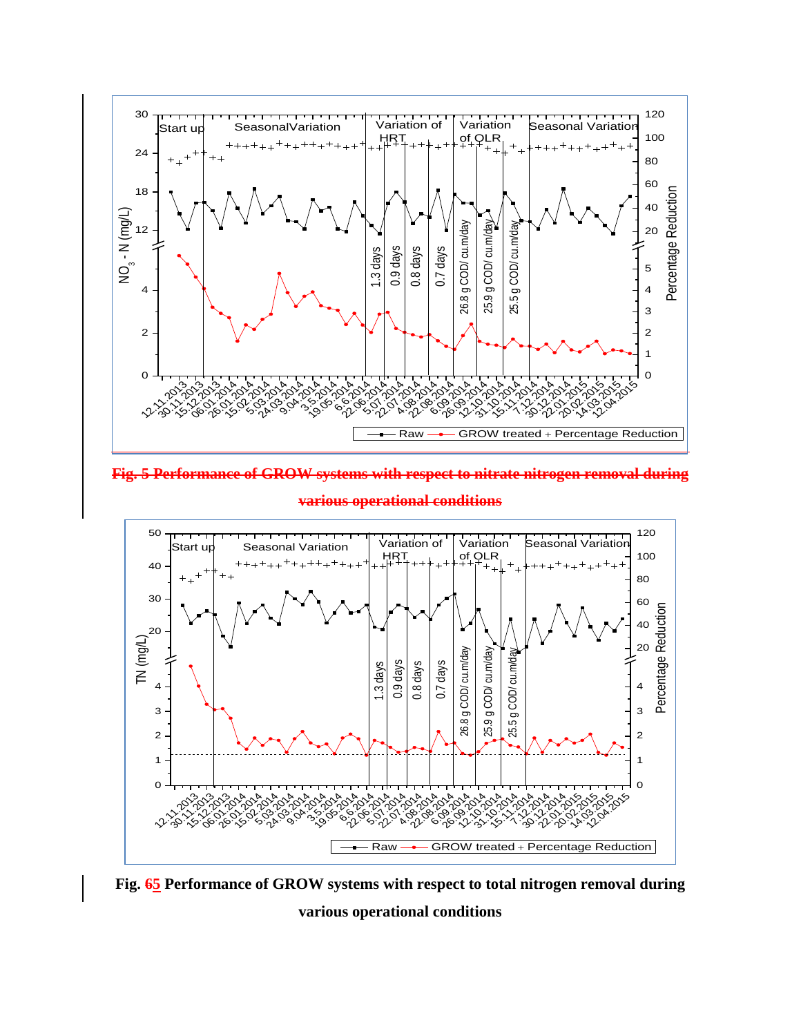~~Fig. 5 Performance of GROW systems with respect to nitrate nitrogen removal during various operational conditions~~

**Fig. ~~6~~5 Performance of GROW systems with respect to total nitrogen removal during various operational conditions**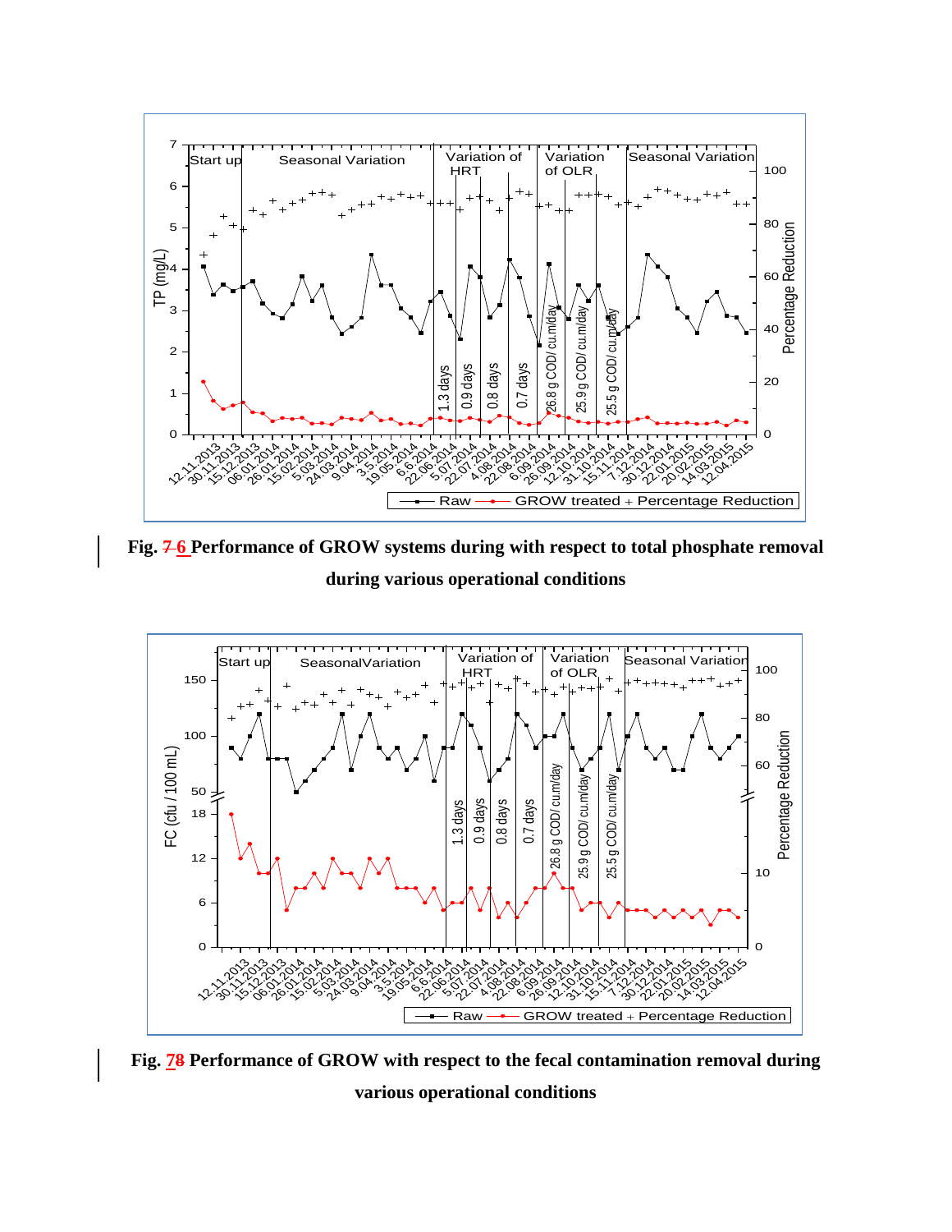Fig. 7 6 Performance of GROW systems during with respect to total phosphate removal during various operational conditions

Fig. 78 Performance of GROW with respect to the fecal contamination removal during various operational conditions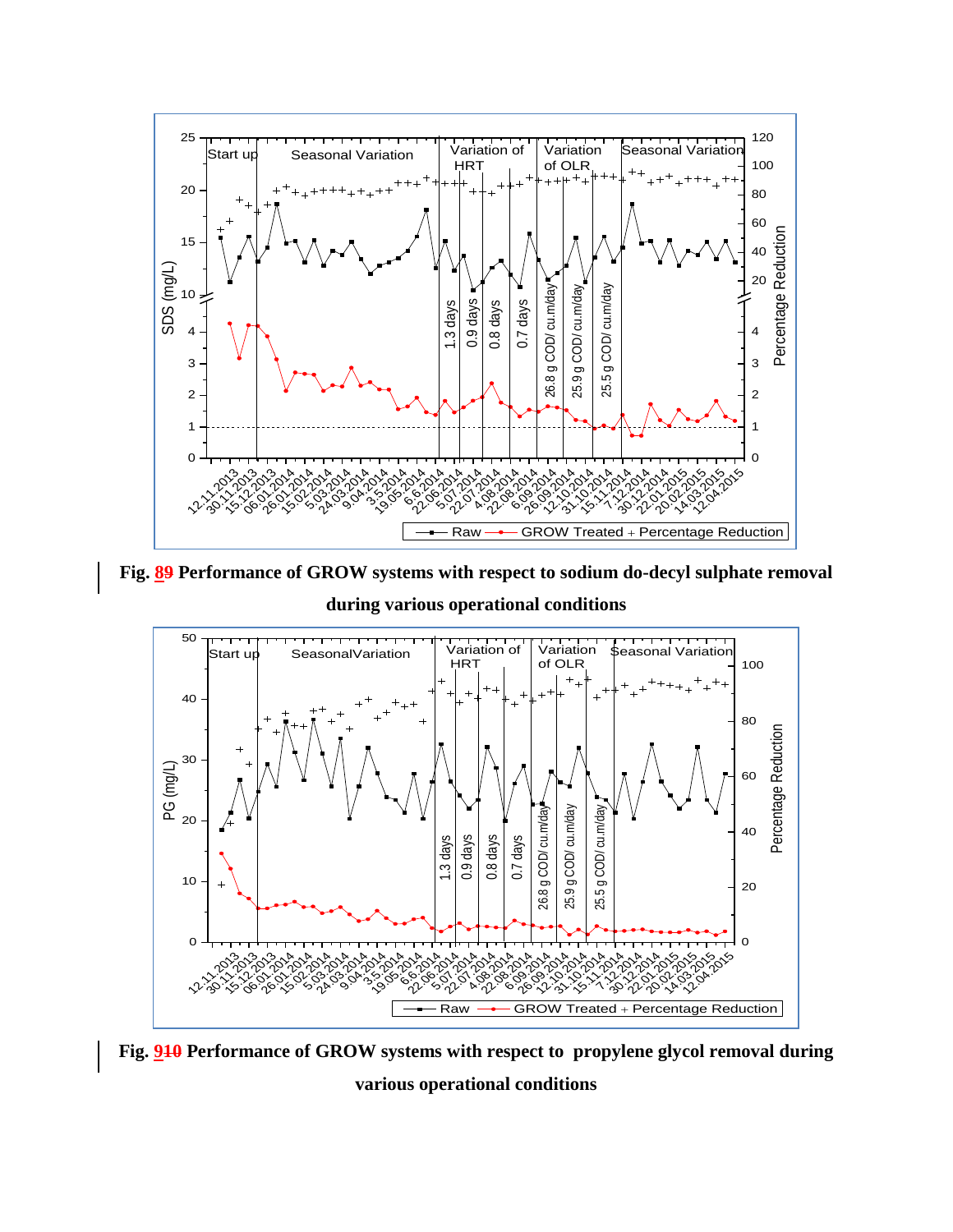**Fig. 89 Performance of GROW systems with respect to sodium do-decyl sulphate removal during various operational conditions**

**Fig. 910 Performance of GROW systems with respect to propylene glycol removal during various operational conditions**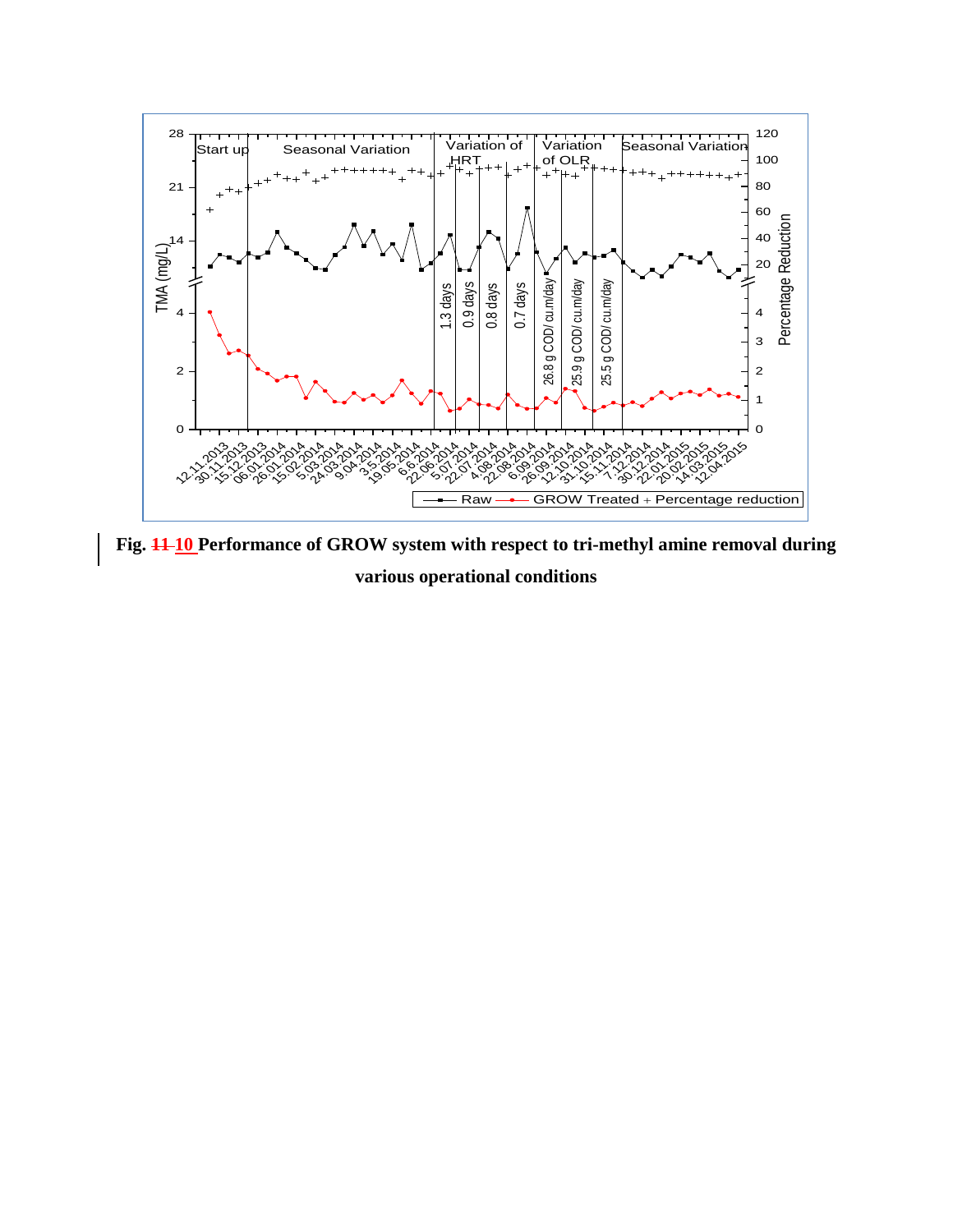**Fig. ~~11~~ 10 Performance of GROW system with respect to tri-methyl amine removal during various operational conditions**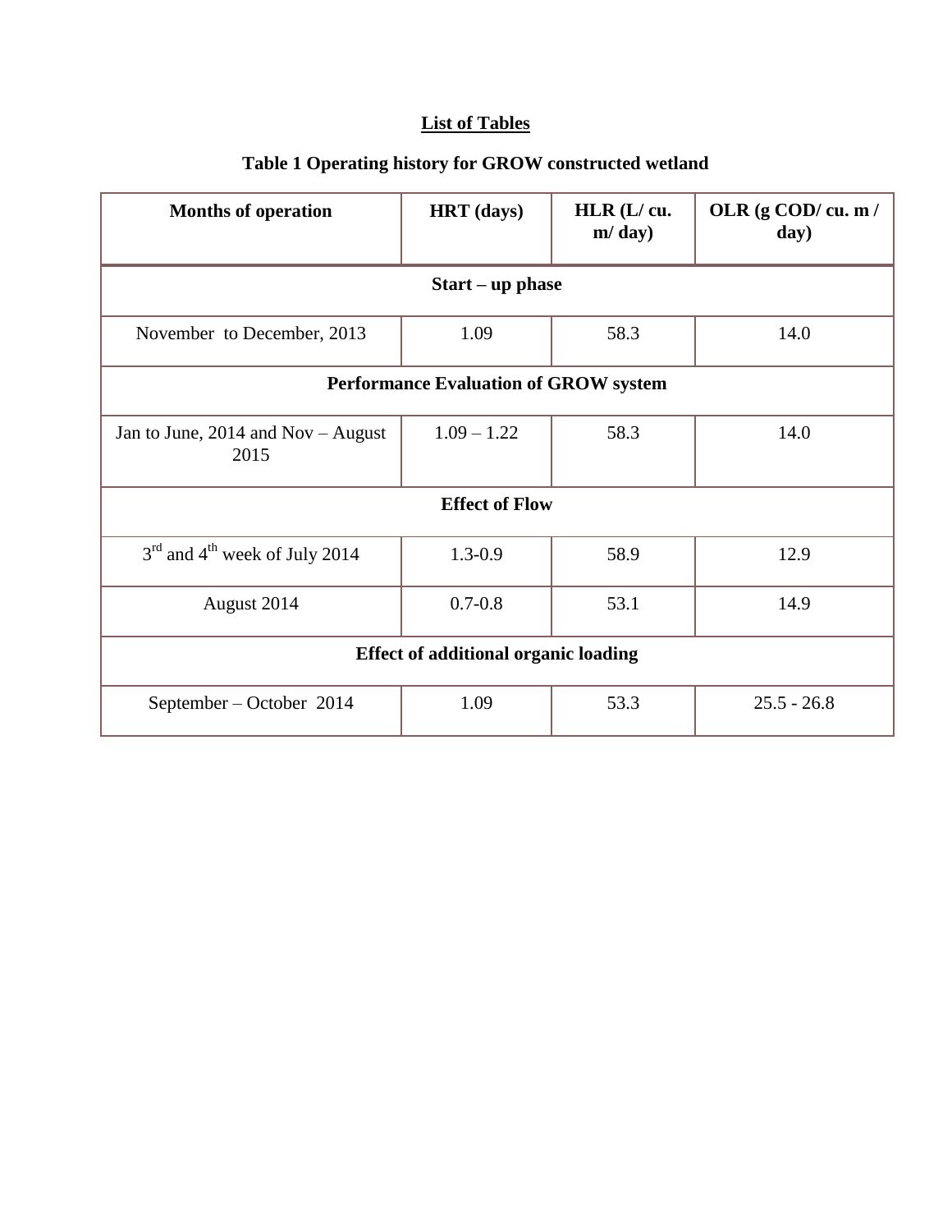## List of Tables

**Table 1 Operating history for GROW constructed wetland**

| Months of operation | HRT (days) | HLR (L/ cu. m/ day) | OLR (g COD/ cu. m / day) |
|---|---|---|---|
| **Start – up phase** | | | |
| November to December, 2013 | 1.09 | 58.3 | 14.0 |
| **Performance Evaluation of GROW system** | | | |
| Jan to June, 2014 and Nov – August 2015 | 1.09 – 1.22 | 58.3 | 14.0 |
| **Effect of Flow** | | | |
| 3rd and 4th week of July 2014 | 1.3-0.9 | 58.9 | 12.9 |
| August 2014 | 0.7-0.8 | 53.1 | 14.9 |
| **Effect of additional organic loading** | | | |
| September – October 2014 | 1.09 | 53.3 | 25.5 - 26.8 |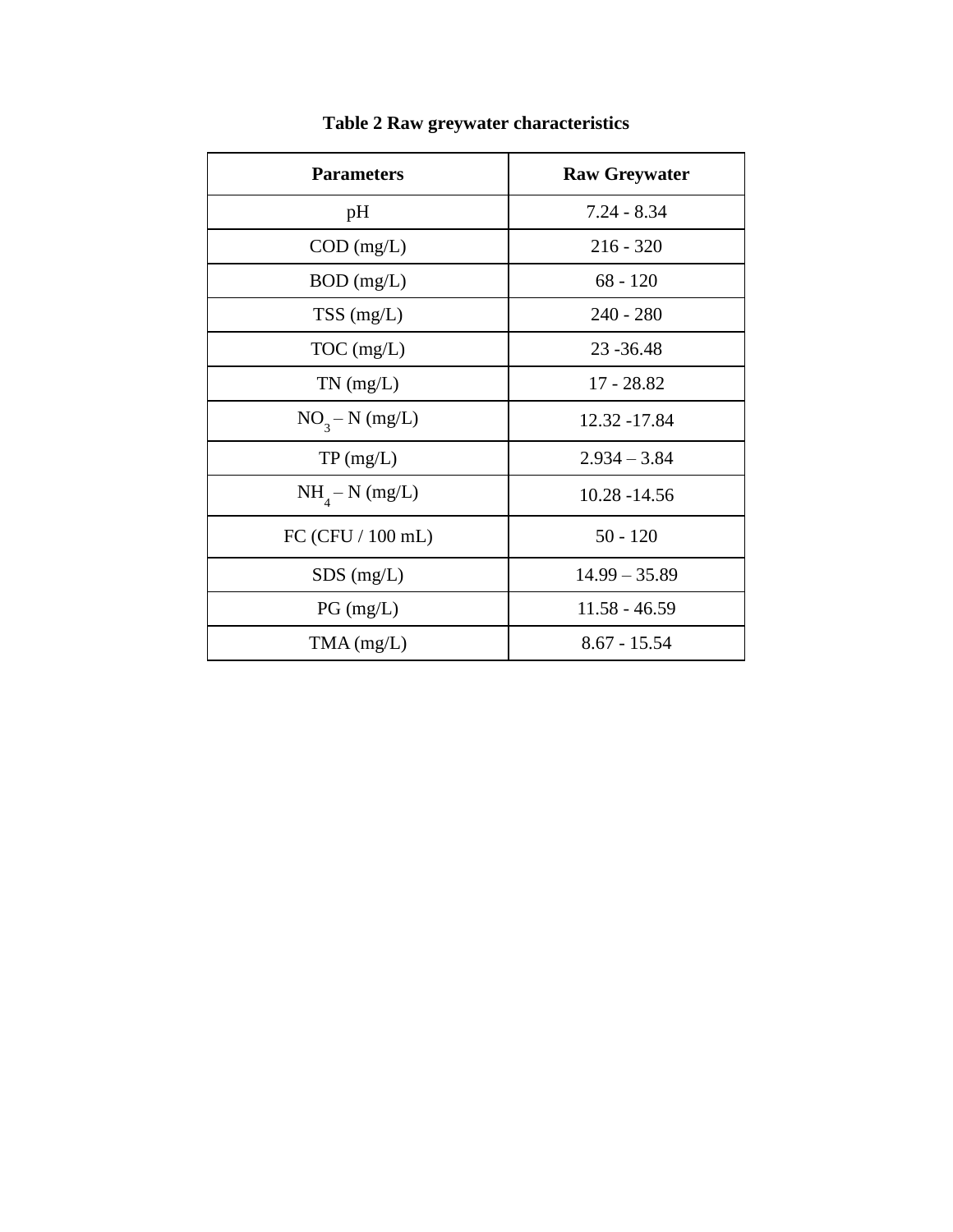**Table 2 Raw greywater characteristics**

| Parameters | Raw Greywater |
|---|---|
| pH | 7.24 - 8.34 |
| COD (mg/L) | 216 - 320 |
| BOD (mg/L) | 68 - 120 |
| TSS (mg/L) | 240 - 280 |
| TOC (mg/L) | 23 -36.48 |
| TN (mg/L) | 17 - 28.82 |
| $NO_3$ – N (mg/L) | 12.32 -17.84 |
| TP (mg/L) | 2.934 – 3.84 |
| $NH_4$ – N (mg/L) | 10.28 -14.56 |
| FC (CFU / 100 mL) | 50 - 120 |
| SDS (mg/L) | 14.99 – 35.89 |
| PG (mg/L) | 11.58 - 46.59 |
| TMA (mg/L) | 8.67 - 15.54 |